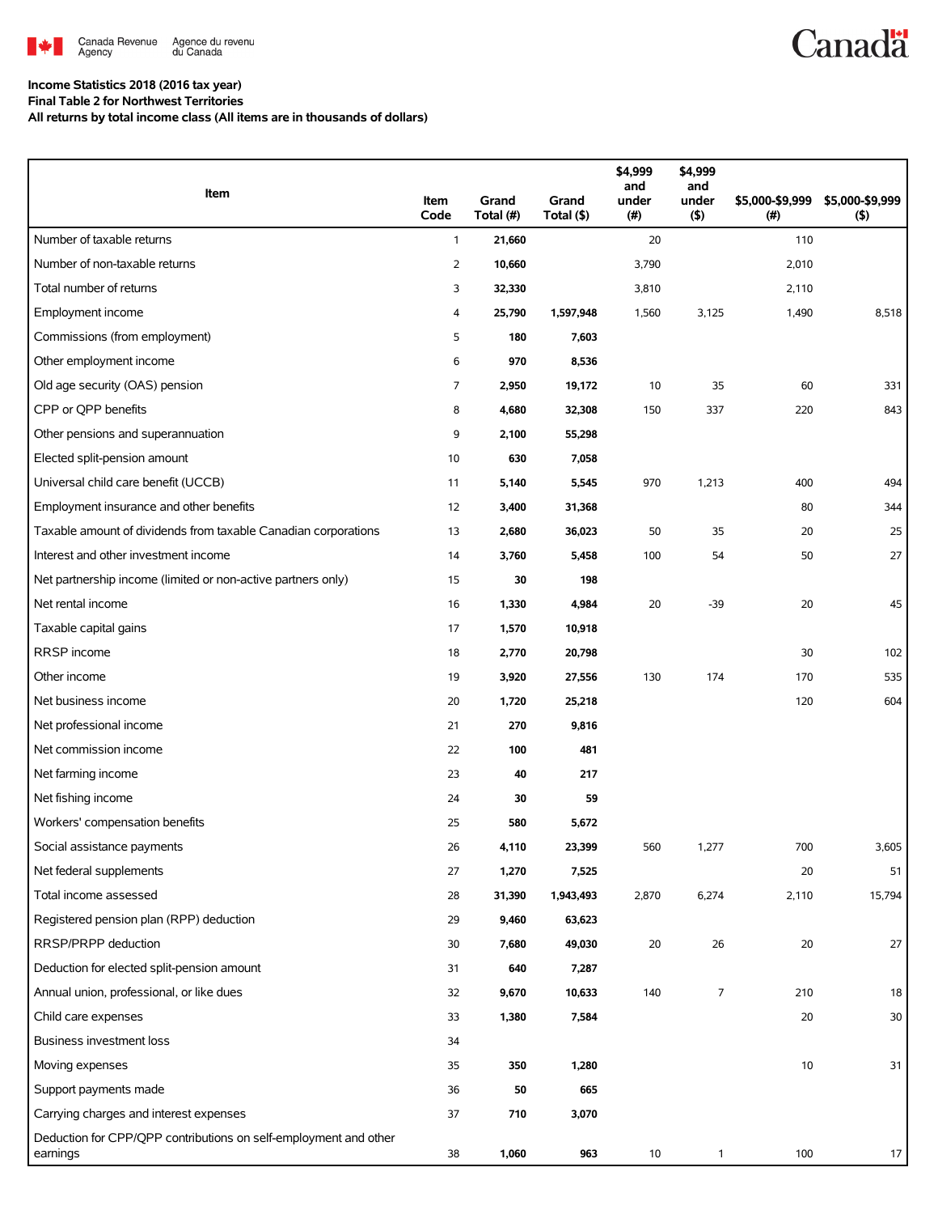Canada Revenue Agency / Agence du revenu du Canada

**Income Statistics 2018 (2016 tax year)**
**Final Table 2 for Northwest Territories**
**All returns by total income class (All items are in thousands of dollars)**

| Item | Item Code | Grand Total (#) | Grand Total ($) | $4,999 and under (#) | $4,999 and under ($) | $5,000-$9,999 (#) | $5,000-$9,999 ($) |
|---|---|---|---|---|---|---|---|
| Number of taxable returns | 1 | **21,660** | | 20 | | 110 | |
| Number of non-taxable returns | 2 | **10,660** | | 3,790 | | 2,010 | |
| Total number of returns | 3 | **32,330** | | 3,810 | | 2,110 | |
| Employment income | 4 | **25,790** | **1,597,948** | 1,560 | 3,125 | 1,490 | 8,518 |
| Commissions (from employment) | 5 | **180** | **7,603** | | | | |
| Other employment income | 6 | **970** | **8,536** | | | | |
| Old age security (OAS) pension | 7 | **2,950** | **19,172** | 10 | 35 | 60 | 331 |
| CPP or QPP benefits | 8 | **4,680** | **32,308** | 150 | 337 | 220 | 843 |
| Other pensions and superannuation | 9 | **2,100** | **55,298** | | | | |
| Elected split-pension amount | 10 | **630** | **7,058** | | | | |
| Universal child care benefit (UCCB) | 11 | **5,140** | **5,545** | 970 | 1,213 | 400 | 494 |
| Employment insurance and other benefits | 12 | **3,400** | **31,368** | | | 80 | 344 |
| Taxable amount of dividends from taxable Canadian corporations | 13 | **2,680** | **36,023** | 50 | 35 | 20 | 25 |
| Interest and other investment income | 14 | **3,760** | **5,458** | 100 | 54 | 50 | 27 |
| Net partnership income (limited or non-active partners only) | 15 | **30** | **198** | | | | |
| Net rental income | 16 | **1,330** | **4,984** | 20 | -39 | 20 | 45 |
| Taxable capital gains | 17 | **1,570** | **10,918** | | | | |
| RRSP income | 18 | **2,770** | **20,798** | | | 30 | 102 |
| Other income | 19 | **3,920** | **27,556** | 130 | 174 | 170 | 535 |
| Net business income | 20 | **1,720** | **25,218** | | | 120 | 604 |
| Net professional income | 21 | **270** | **9,816** | | | | |
| Net commission income | 22 | **100** | **481** | | | | |
| Net farming income | 23 | **40** | **217** | | | | |
| Net fishing income | 24 | **30** | **59** | | | | |
| Workers' compensation benefits | 25 | **580** | **5,672** | | | | |
| Social assistance payments | 26 | **4,110** | **23,399** | 560 | 1,277 | 700 | 3,605 |
| Net federal supplements | 27 | **1,270** | **7,525** | | | 20 | 51 |
| Total income assessed | 28 | **31,390** | **1,943,493** | 2,870 | 6,274 | 2,110 | 15,794 |
| Registered pension plan (RPP) deduction | 29 | **9,460** | **63,623** | | | | |
| RRSP/PRPP deduction | 30 | **7,680** | **49,030** | 20 | 26 | 20 | 27 |
| Deduction for elected split-pension amount | 31 | **640** | **7,287** | | | | |
| Annual union, professional, or like dues | 32 | **9,670** | **10,633** | 140 | 7 | 210 | 18 |
| Child care expenses | 33 | **1,380** | **7,584** | | | 20 | 30 |
| Business investment loss | 34 | | | | | | |
| Moving expenses | 35 | **350** | **1,280** | | | 10 | 31 |
| Support payments made | 36 | **50** | **665** | | | | |
| Carrying charges and interest expenses | 37 | **710** | **3,070** | | | | |
| Deduction for CPP/QPP contributions on self-employment and other earnings | 38 | **1,060** | **963** | 10 | 1 | 100 | 17 |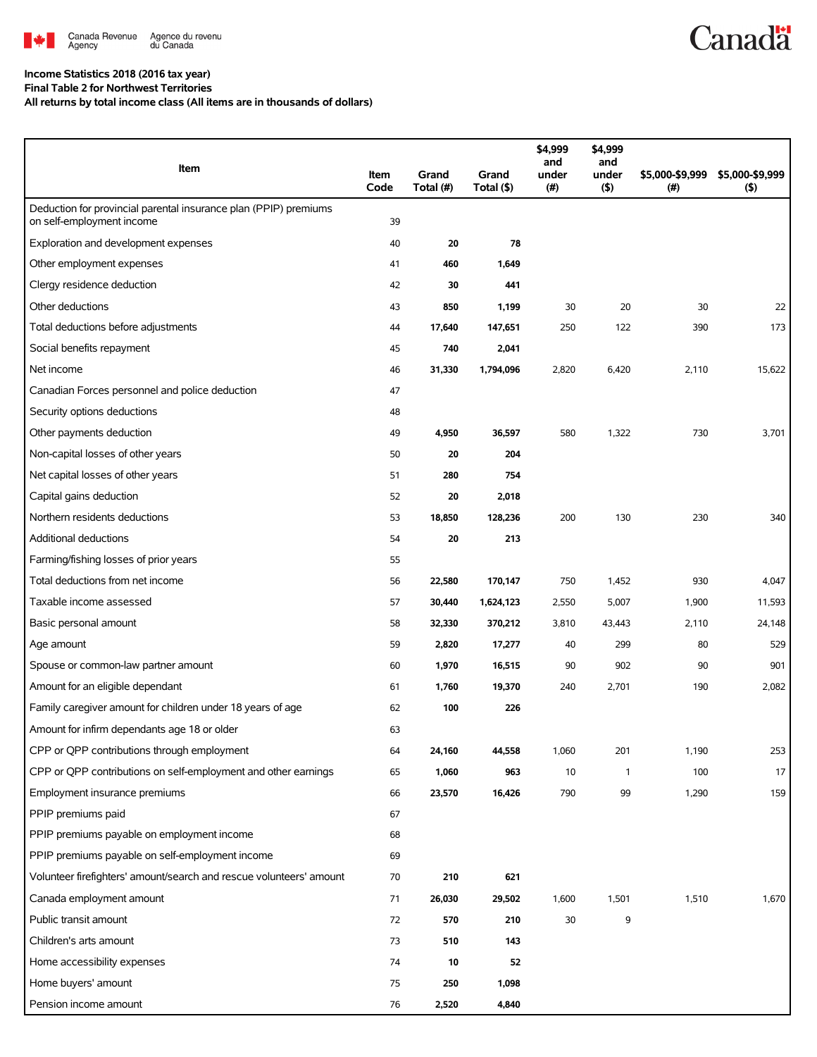**Income Statistics 2018 (2016 tax year)**
**Final Table 2 for Northwest Territories**
**All returns by total income class (All items are in thousands of dollars)**

| Item | Item Code | Grand Total (#) | Grand Total ($) | $4,999 and under (#) | $4,999 and under ($) | $5,000-$9,999 (#) | $5,000-$9,999 ($) |
|---|---|---|---|---|---|---|---|
| Deduction for provincial parental insurance plan (PPIP) premiums on self-employment income | 39 | | | | | | |
| Exploration and development expenses | 40 | **20** | **78** | | | | |
| Other employment expenses | 41 | **460** | **1,649** | | | | |
| Clergy residence deduction | 42 | **30** | **441** | | | | |
| Other deductions | 43 | **850** | **1,199** | 30 | 20 | 30 | 22 |
| Total deductions before adjustments | 44 | **17,640** | **147,651** | 250 | 122 | 390 | 173 |
| Social benefits repayment | 45 | **740** | **2,041** | | | | |
| Net income | 46 | **31,330** | **1,794,096** | 2,820 | 6,420 | 2,110 | 15,622 |
| Canadian Forces personnel and police deduction | 47 | | | | | | |
| Security options deductions | 48 | | | | | | |
| Other payments deduction | 49 | **4,950** | **36,597** | 580 | 1,322 | 730 | 3,701 |
| Non-capital losses of other years | 50 | **20** | **204** | | | | |
| Net capital losses of other years | 51 | **280** | **754** | | | | |
| Capital gains deduction | 52 | **20** | **2,018** | | | | |
| Northern residents deductions | 53 | **18,850** | **128,236** | 200 | 130 | 230 | 340 |
| Additional deductions | 54 | **20** | **213** | | | | |
| Farming/fishing losses of prior years | 55 | | | | | | |
| Total deductions from net income | 56 | **22,580** | **170,147** | 750 | 1,452 | 930 | 4,047 |
| Taxable income assessed | 57 | **30,440** | **1,624,123** | 2,550 | 5,007 | 1,900 | 11,593 |
| Basic personal amount | 58 | **32,330** | **370,212** | 3,810 | 43,443 | 2,110 | 24,148 |
| Age amount | 59 | **2,820** | **17,277** | 40 | 299 | 80 | 529 |
| Spouse or common-law partner amount | 60 | **1,970** | **16,515** | 90 | 902 | 90 | 901 |
| Amount for an eligible dependant | 61 | **1,760** | **19,370** | 240 | 2,701 | 190 | 2,082 |
| Family caregiver amount for children under 18 years of age | 62 | **100** | **226** | | | | |
| Amount for infirm dependants age 18 or older | 63 | | | | | | |
| CPP or QPP contributions through employment | 64 | **24,160** | **44,558** | 1,060 | 201 | 1,190 | 253 |
| CPP or QPP contributions on self-employment and other earnings | 65 | **1,060** | **963** | 10 | 1 | 100 | 17 |
| Employment insurance premiums | 66 | **23,570** | **16,426** | 790 | 99 | 1,290 | 159 |
| PPIP premiums paid | 67 | | | | | | |
| PPIP premiums payable on employment income | 68 | | | | | | |
| PPIP premiums payable on self-employment income | 69 | | | | | | |
| Volunteer firefighters' amount/search and rescue volunteers' amount | 70 | **210** | **621** | | | | |
| Canada employment amount | 71 | **26,030** | **29,502** | 1,600 | 1,501 | 1,510 | 1,670 |
| Public transit amount | 72 | **570** | **210** | 30 | 9 | | |
| Children's arts amount | 73 | **510** | **143** | | | | |
| Home accessibility expenses | 74 | **10** | **52** | | | | |
| Home buyers' amount | 75 | **250** | **1,098** | | | | |
| Pension income amount | 76 | **2,520** | **4,840** | | | | |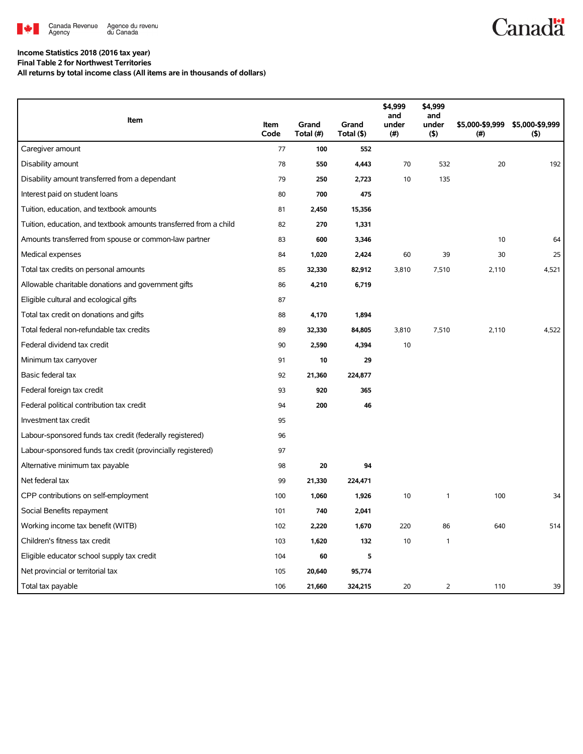Canada Revenue Agency / Agence du revenu du Canada

**Income Statistics 2018 (2016 tax year)**
**Final Table 2 for Northwest Territories**
**All returns by total income class (All items are in thousands of dollars)**

| Item | Item Code | Grand Total (#) | Grand Total ($) | $4,999 and under (#) | $4,999 and under ($) | $5,000-$9,999 (#) | $5,000-$9,999 ($) |
|---|---|---|---|---|---|---|---|
| Caregiver amount | 77 | 100 | 552 | | | | |
| Disability amount | 78 | 550 | 4,443 | 70 | 532 | 20 | 192 |
| Disability amount transferred from a dependant | 79 | 250 | 2,723 | 10 | 135 | | |
| Interest paid on student loans | 80 | 700 | 475 | | | | |
| Tuition, education, and textbook amounts | 81 | 2,450 | 15,356 | | | | |
| Tuition, education, and textbook amounts transferred from a child | 82 | 270 | 1,331 | | | | |
| Amounts transferred from spouse or common-law partner | 83 | 600 | 3,346 | | | 10 | 64 |
| Medical expenses | 84 | 1,020 | 2,424 | 60 | 39 | 30 | 25 |
| Total tax credits on personal amounts | 85 | 32,330 | 82,912 | 3,810 | 7,510 | 2,110 | 4,521 |
| Allowable charitable donations and government gifts | 86 | 4,210 | 6,719 | | | | |
| Eligible cultural and ecological gifts | 87 | | | | | | |
| Total tax credit on donations and gifts | 88 | 4,170 | 1,894 | | | | |
| Total federal non-refundable tax credits | 89 | 32,330 | 84,805 | 3,810 | 7,510 | 2,110 | 4,522 |
| Federal dividend tax credit | 90 | 2,590 | 4,394 | 10 | | | |
| Minimum tax carryover | 91 | 10 | 29 | | | | |
| Basic federal tax | 92 | 21,360 | 224,877 | | | | |
| Federal foreign tax credit | 93 | 920 | 365 | | | | |
| Federal political contribution tax credit | 94 | 200 | 46 | | | | |
| Investment tax credit | 95 | | | | | | |
| Labour-sponsored funds tax credit (federally registered) | 96 | | | | | | |
| Labour-sponsored funds tax credit (provincially registered) | 97 | | | | | | |
| Alternative minimum tax payable | 98 | 20 | 94 | | | | |
| Net federal tax | 99 | 21,330 | 224,471 | | | | |
| CPP contributions on self-employment | 100 | 1,060 | 1,926 | 10 | 1 | 100 | 34 |
| Social Benefits repayment | 101 | 740 | 2,041 | | | | |
| Working income tax benefit (WITB) | 102 | 2,220 | 1,670 | 220 | 86 | 640 | 514 |
| Children's fitness tax credit | 103 | 1,620 | 132 | 10 | 1 | | |
| Eligible educator school supply tax credit | 104 | 60 | 5 | | | | |
| Net provincial or territorial tax | 105 | 20,640 | 95,774 | | | | |
| Total tax payable | 106 | 21,660 | 324,215 | 20 | 2 | 110 | 39 |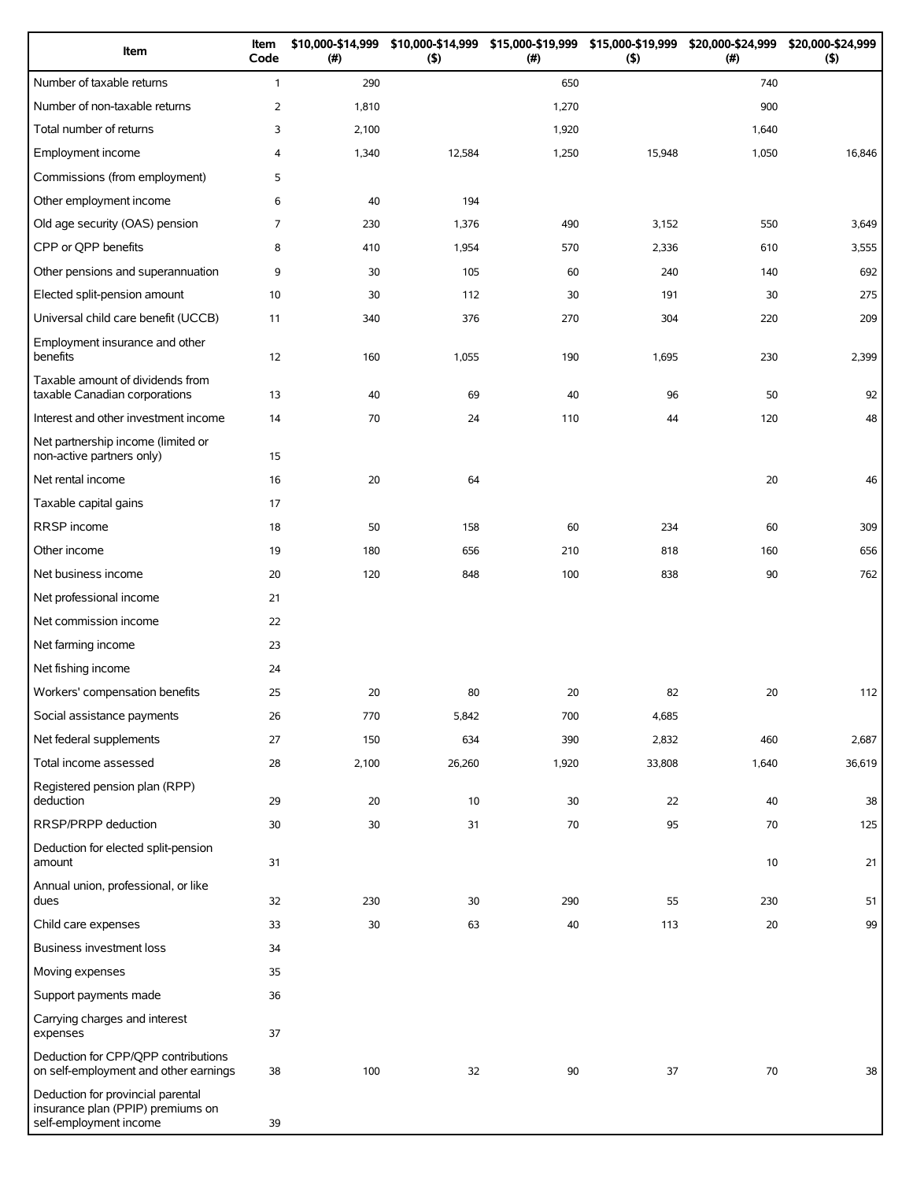| Item | Item Code | $10,000-$14,999 (#) | $10,000-$14,999 ($) | $15,000-$19,999 (#) | $15,000-$19,999 ($) | $20,000-$24,999 (#) | $20,000-$24,999 ($) |
|---|---|---|---|---|---|---|---|
| Number of taxable returns | 1 | 290 | | 650 | | 740 | |
| Number of non-taxable returns | 2 | 1,810 | | 1,270 | | 900 | |
| Total number of returns | 3 | 2,100 | | 1,920 | | 1,640 | |
| Employment income | 4 | 1,340 | 12,584 | 1,250 | 15,948 | 1,050 | 16,846 |
| Commissions (from employment) | 5 | | | | | | |
| Other employment income | 6 | 40 | 194 | | | | |
| Old age security (OAS) pension | 7 | 230 | 1,376 | 490 | 3,152 | 550 | 3,649 |
| CPP or QPP benefits | 8 | 410 | 1,954 | 570 | 2,336 | 610 | 3,555 |
| Other pensions and superannuation | 9 | 30 | 105 | 60 | 240 | 140 | 692 |
| Elected split-pension amount | 10 | 30 | 112 | 30 | 191 | 30 | 275 |
| Universal child care benefit (UCCB) | 11 | 340 | 376 | 270 | 304 | 220 | 209 |
| Employment insurance and other benefits | 12 | 160 | 1,055 | 190 | 1,695 | 230 | 2,399 |
| Taxable amount of dividends from taxable Canadian corporations | 13 | 40 | 69 | 40 | 96 | 50 | 92 |
| Interest and other investment income | 14 | 70 | 24 | 110 | 44 | 120 | 48 |
| Net partnership income (limited or non-active partners only) | 15 | | | | | | |
| Net rental income | 16 | 20 | 64 | | | 20 | 46 |
| Taxable capital gains | 17 | | | | | | |
| RRSP income | 18 | 50 | 158 | 60 | 234 | 60 | 309 |
| Other income | 19 | 180 | 656 | 210 | 818 | 160 | 656 |
| Net business income | 20 | 120 | 848 | 100 | 838 | 90 | 762 |
| Net professional income | 21 | | | | | | |
| Net commission income | 22 | | | | | | |
| Net farming income | 23 | | | | | | |
| Net fishing income | 24 | | | | | | |
| Workers' compensation benefits | 25 | 20 | 80 | 20 | 82 | 20 | 112 |
| Social assistance payments | 26 | 770 | 5,842 | 700 | 4,685 | | |
| Net federal supplements | 27 | 150 | 634 | 390 | 2,832 | 460 | 2,687 |
| Total income assessed | 28 | 2,100 | 26,260 | 1,920 | 33,808 | 1,640 | 36,619 |
| Registered pension plan (RPP) deduction | 29 | 20 | 10 | 30 | 22 | 40 | 38 |
| RRSP/PRPP deduction | 30 | 30 | 31 | 70 | 95 | 70 | 125 |
| Deduction for elected split-pension amount | 31 | | | | | 10 | 21 |
| Annual union, professional, or like dues | 32 | 230 | 30 | 290 | 55 | 230 | 51 |
| Child care expenses | 33 | 30 | 63 | 40 | 113 | 20 | 99 |
| Business investment loss | 34 | | | | | | |
| Moving expenses | 35 | | | | | | |
| Support payments made | 36 | | | | | | |
| Carrying charges and interest expenses | 37 | | | | | | |
| Deduction for CPP/QPP contributions on self-employment and other earnings | 38 | 100 | 32 | 90 | 37 | 70 | 38 |
| Deduction for provincial parental insurance plan (PPIP) premiums on self-employment income | 39 | | | | | | |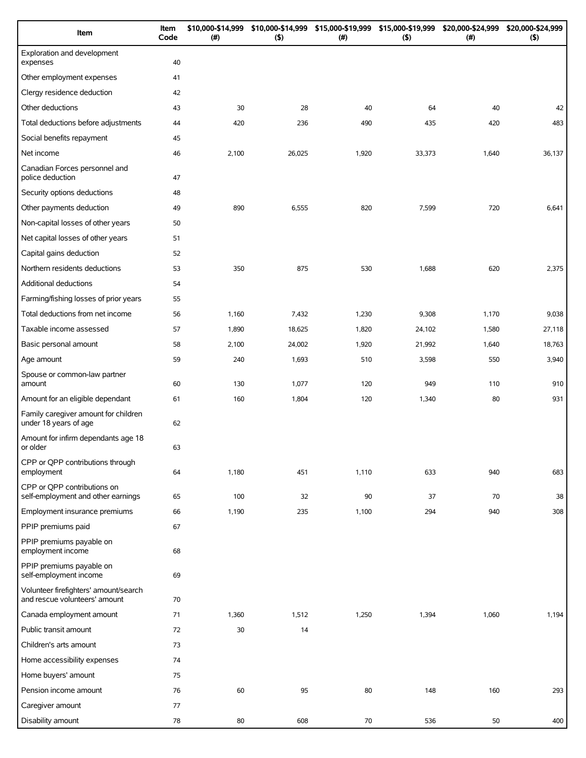| Item | Item Code | $10,000-$14,999 (#) | $10,000-$14,999 ($) | $15,000-$19,999 (#) | $15,000-$19,999 ($) | $20,000-$24,999 (#) | $20,000-$24,999 ($) |
|---|---|---|---|---|---|---|---|
| Exploration and development expenses | 40 | | | | | | |
| Other employment expenses | 41 | | | | | | |
| Clergy residence deduction | 42 | | | | | | |
| Other deductions | 43 | 30 | 28 | 40 | 64 | 40 | 42 |
| Total deductions before adjustments | 44 | 420 | 236 | 490 | 435 | 420 | 483 |
| Social benefits repayment | 45 | | | | | | |
| Net income | 46 | 2,100 | 26,025 | 1,920 | 33,373 | 1,640 | 36,137 |
| Canadian Forces personnel and police deduction | 47 | | | | | | |
| Security options deductions | 48 | | | | | | |
| Other payments deduction | 49 | 890 | 6,555 | 820 | 7,599 | 720 | 6,641 |
| Non-capital losses of other years | 50 | | | | | | |
| Net capital losses of other years | 51 | | | | | | |
| Capital gains deduction | 52 | | | | | | |
| Northern residents deductions | 53 | 350 | 875 | 530 | 1,688 | 620 | 2,375 |
| Additional deductions | 54 | | | | | | |
| Farming/fishing losses of prior years | 55 | | | | | | |
| Total deductions from net income | 56 | 1,160 | 7,432 | 1,230 | 9,308 | 1,170 | 9,038 |
| Taxable income assessed | 57 | 1,890 | 18,625 | 1,820 | 24,102 | 1,580 | 27,118 |
| Basic personal amount | 58 | 2,100 | 24,002 | 1,920 | 21,992 | 1,640 | 18,763 |
| Age amount | 59 | 240 | 1,693 | 510 | 3,598 | 550 | 3,940 |
| Spouse or common-law partner amount | 60 | 130 | 1,077 | 120 | 949 | 110 | 910 |
| Amount for an eligible dependant | 61 | 160 | 1,804 | 120 | 1,340 | 80 | 931 |
| Family caregiver amount for children under 18 years of age | 62 | | | | | | |
| Amount for infirm dependants age 18 or older | 63 | | | | | | |
| CPP or QPP contributions through employment | 64 | 1,180 | 451 | 1,110 | 633 | 940 | 683 |
| CPP or QPP contributions on self-employment and other earnings | 65 | 100 | 32 | 90 | 37 | 70 | 38 |
| Employment insurance premiums | 66 | 1,190 | 235 | 1,100 | 294 | 940 | 308 |
| PPIP premiums paid | 67 | | | | | | |
| PPIP premiums payable on employment income | 68 | | | | | | |
| PPIP premiums payable on self-employment income | 69 | | | | | | |
| Volunteer firefighters' amount/search and rescue volunteers' amount | 70 | | | | | | |
| Canada employment amount | 71 | 1,360 | 1,512 | 1,250 | 1,394 | 1,060 | 1,194 |
| Public transit amount | 72 | 30 | 14 | | | | |
| Children's arts amount | 73 | | | | | | |
| Home accessibility expenses | 74 | | | | | | |
| Home buyers' amount | 75 | | | | | | |
| Pension income amount | 76 | 60 | 95 | 80 | 148 | 160 | 293 |
| Caregiver amount | 77 | | | | | | |
| Disability amount | 78 | 80 | 608 | 70 | 536 | 50 | 400 |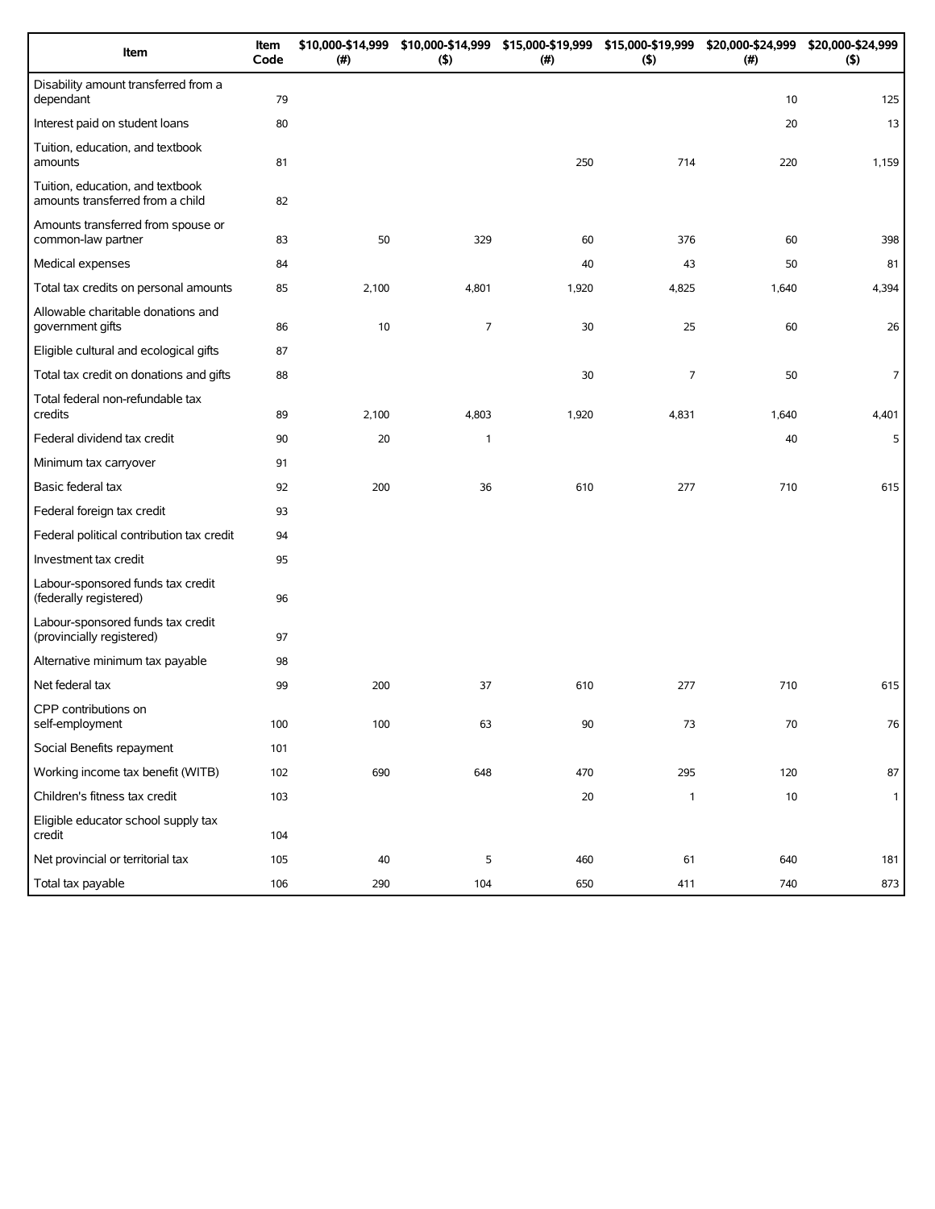| Item | Item Code | $10,000-$14,999 (#) | $10,000-$14,999 ($) | $15,000-$19,999 (#) | $15,000-$19,999 ($) | $20,000-$24,999 (#) | $20,000-$24,999 ($) |
|---|---|---|---|---|---|---|---|
| Disability amount transferred from a dependant | 79 | | | | | 10 | 125 |
| Interest paid on student loans | 80 | | | | | 20 | 13 |
| Tuition, education, and textbook amounts | 81 | | | 250 | 714 | 220 | 1,159 |
| Tuition, education, and textbook amounts transferred from a child | 82 | | | | | | |
| Amounts transferred from spouse or common-law partner | 83 | 50 | 329 | 60 | 376 | 60 | 398 |
| Medical expenses | 84 | | | 40 | 43 | 50 | 81 |
| Total tax credits on personal amounts | 85 | 2,100 | 4,801 | 1,920 | 4,825 | 1,640 | 4,394 |
| Allowable charitable donations and government gifts | 86 | 10 | 7 | 30 | 25 | 60 | 26 |
| Eligible cultural and ecological gifts | 87 | | | | | | |
| Total tax credit on donations and gifts | 88 | | | 30 | 7 | 50 | 7 |
| Total federal non-refundable tax credits | 89 | 2,100 | 4,803 | 1,920 | 4,831 | 1,640 | 4,401 |
| Federal dividend tax credit | 90 | 20 | 1 | | | 40 | 5 |
| Minimum tax carryover | 91 | | | | | | |
| Basic federal tax | 92 | 200 | 36 | 610 | 277 | 710 | 615 |
| Federal foreign tax credit | 93 | | | | | | |
| Federal political contribution tax credit | 94 | | | | | | |
| Investment tax credit | 95 | | | | | | |
| Labour-sponsored funds tax credit (federally registered) | 96 | | | | | | |
| Labour-sponsored funds tax credit (provincially registered) | 97 | | | | | | |
| Alternative minimum tax payable | 98 | | | | | | |
| Net federal tax | 99 | 200 | 37 | 610 | 277 | 710 | 615 |
| CPP contributions on self-employment | 100 | 100 | 63 | 90 | 73 | 70 | 76 |
| Social Benefits repayment | 101 | | | | | | |
| Working income tax benefit (WITB) | 102 | 690 | 648 | 470 | 295 | 120 | 87 |
| Children's fitness tax credit | 103 | | | 20 | 1 | 10 | 1 |
| Eligible educator school supply tax credit | 104 | | | | | | |
| Net provincial or territorial tax | 105 | 40 | 5 | 460 | 61 | 640 | 181 |
| Total tax payable | 106 | 290 | 104 | 650 | 411 | 740 | 873 |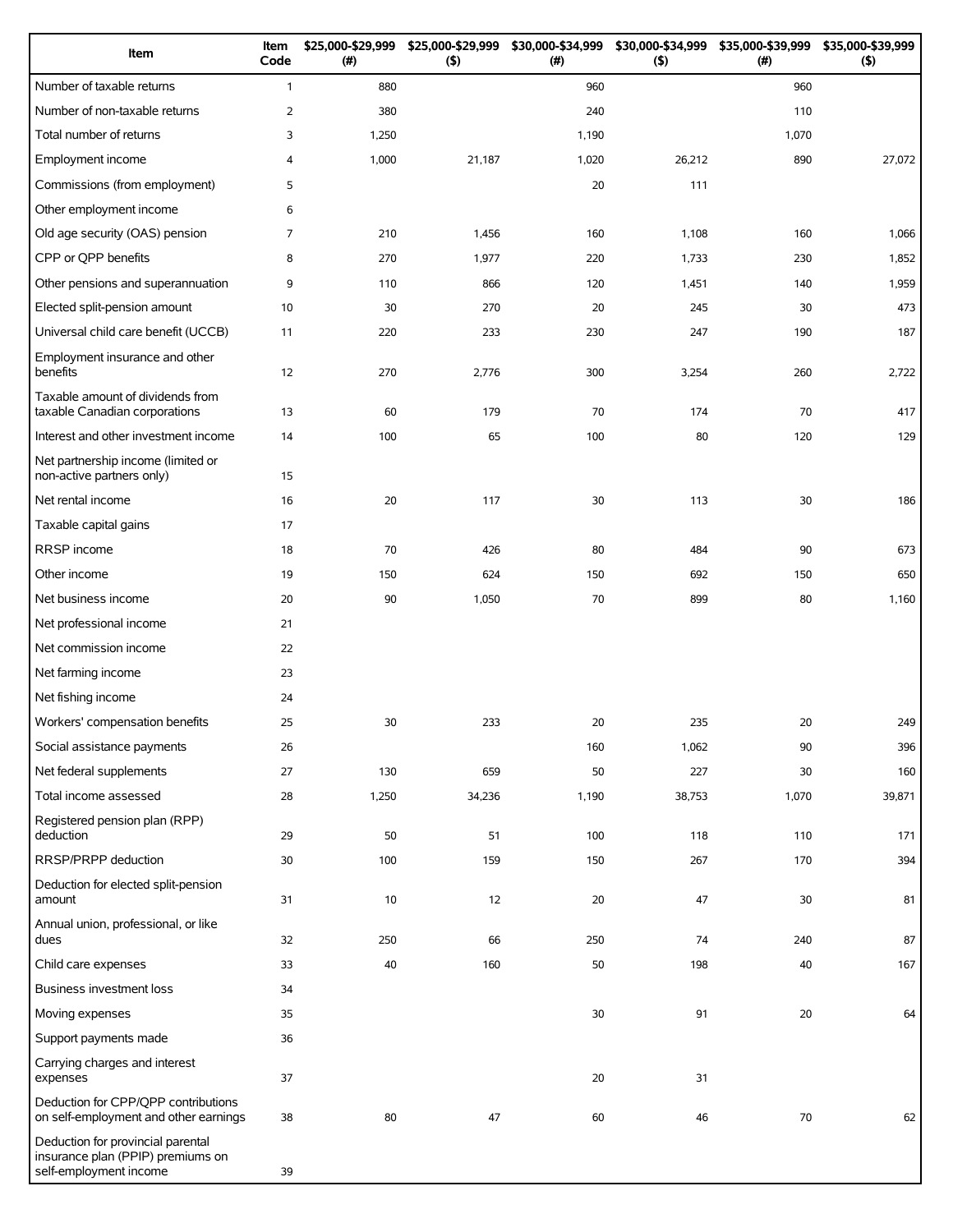| Item | Item Code | $25,000-$29,999 (#) | $25,000-$29,999 ($) | $30,000-$34,999 (#) | $30,000-$34,999 ($) | $35,000-$39,999 (#) | $35,000-$39,999 ($) |
|---|---|---|---|---|---|---|---|
| Number of taxable returns | 1 | 880 | | 960 | | 960 | |
| Number of non-taxable returns | 2 | 380 | | 240 | | 110 | |
| Total number of returns | 3 | 1,250 | | 1,190 | | 1,070 | |
| Employment income | 4 | 1,000 | 21,187 | 1,020 | 26,212 | 890 | 27,072 |
| Commissions (from employment) | 5 | | | 20 | 111 | | |
| Other employment income | 6 | | | | | | |
| Old age security (OAS) pension | 7 | 210 | 1,456 | 160 | 1,108 | 160 | 1,066 |
| CPP or QPP benefits | 8 | 270 | 1,977 | 220 | 1,733 | 230 | 1,852 |
| Other pensions and superannuation | 9 | 110 | 866 | 120 | 1,451 | 140 | 1,959 |
| Elected split-pension amount | 10 | 30 | 270 | 20 | 245 | 30 | 473 |
| Universal child care benefit (UCCB) | 11 | 220 | 233 | 230 | 247 | 190 | 187 |
| Employment insurance and other benefits | 12 | 270 | 2,776 | 300 | 3,254 | 260 | 2,722 |
| Taxable amount of dividends from taxable Canadian corporations | 13 | 60 | 179 | 70 | 174 | 70 | 417 |
| Interest and other investment income | 14 | 100 | 65 | 100 | 80 | 120 | 129 |
| Net partnership income (limited or non-active partners only) | 15 | | | | | | |
| Net rental income | 16 | 20 | 117 | 30 | 113 | 30 | 186 |
| Taxable capital gains | 17 | | | | | | |
| RRSP income | 18 | 70 | 426 | 80 | 484 | 90 | 673 |
| Other income | 19 | 150 | 624 | 150 | 692 | 150 | 650 |
| Net business income | 20 | 90 | 1,050 | 70 | 899 | 80 | 1,160 |
| Net professional income | 21 | | | | | | |
| Net commission income | 22 | | | | | | |
| Net farming income | 23 | | | | | | |
| Net fishing income | 24 | | | | | | |
| Workers' compensation benefits | 25 | 30 | 233 | 20 | 235 | 20 | 249 |
| Social assistance payments | 26 | | | 160 | 1,062 | 90 | 396 |
| Net federal supplements | 27 | 130 | 659 | 50 | 227 | 30 | 160 |
| Total income assessed | 28 | 1,250 | 34,236 | 1,190 | 38,753 | 1,070 | 39,871 |
| Registered pension plan (RPP) deduction | 29 | 50 | 51 | 100 | 118 | 110 | 171 |
| RRSP/PRPP deduction | 30 | 100 | 159 | 150 | 267 | 170 | 394 |
| Deduction for elected split-pension amount | 31 | 10 | 12 | 20 | 47 | 30 | 81 |
| Annual union, professional, or like dues | 32 | 250 | 66 | 250 | 74 | 240 | 87 |
| Child care expenses | 33 | 40 | 160 | 50 | 198 | 40 | 167 |
| Business investment loss | 34 | | | | | | |
| Moving expenses | 35 | | | 30 | 91 | 20 | 64 |
| Support payments made | 36 | | | | | | |
| Carrying charges and interest expenses | 37 | | | 20 | 31 | | |
| Deduction for CPP/QPP contributions on self-employment and other earnings | 38 | 80 | 47 | 60 | 46 | 70 | 62 |
| Deduction for provincial parental insurance plan (PPIP) premiums on self-employment income | 39 | | | | | | |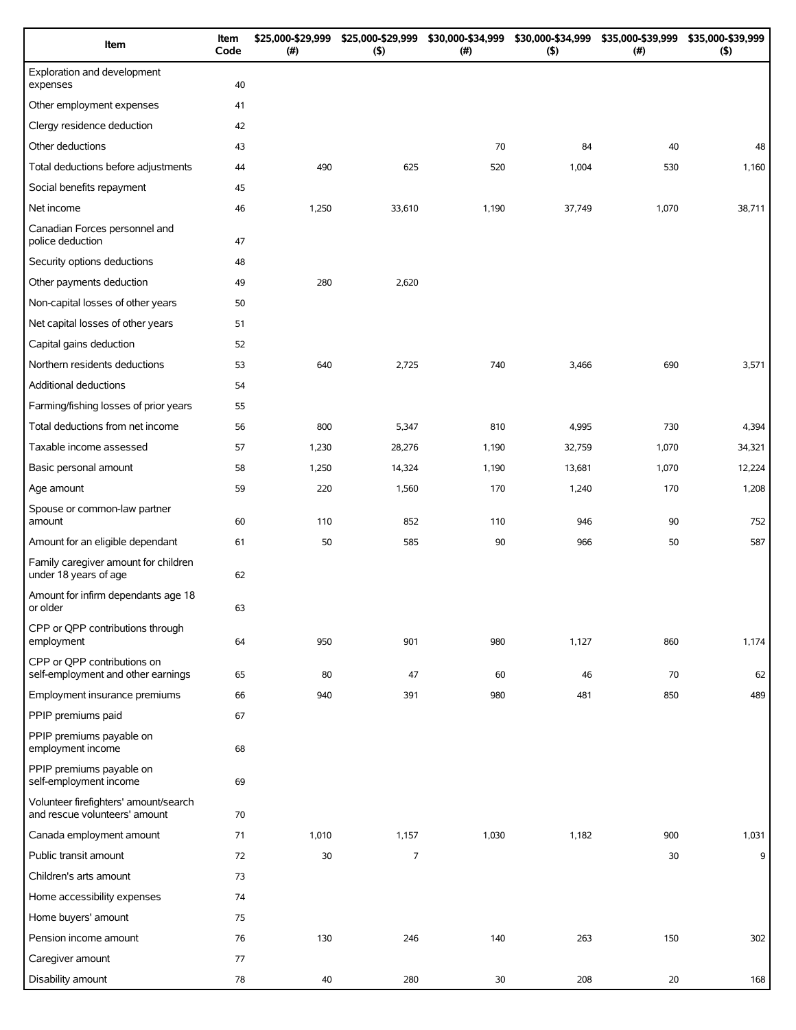| Item | Item Code | $25,000-$29,999 (#) | $25,000-$29,999 ($) | $30,000-$34,999 (#) | $30,000-$34,999 ($) | $35,000-$39,999 (#) | $35,000-$39,999 ($) |
|---|---|---|---|---|---|---|---|
| Exploration and development expenses | 40 | | | | | | |
| Other employment expenses | 41 | | | | | | |
| Clergy residence deduction | 42 | | | | | | |
| Other deductions | 43 | | | 70 | 84 | 40 | 48 |
| Total deductions before adjustments | 44 | 490 | 625 | 520 | 1,004 | 530 | 1,160 |
| Social benefits repayment | 45 | | | | | | |
| Net income | 46 | 1,250 | 33,610 | 1,190 | 37,749 | 1,070 | 38,711 |
| Canadian Forces personnel and police deduction | 47 | | | | | | |
| Security options deductions | 48 | | | | | | |
| Other payments deduction | 49 | 280 | 2,620 | | | | |
| Non-capital losses of other years | 50 | | | | | | |
| Net capital losses of other years | 51 | | | | | | |
| Capital gains deduction | 52 | | | | | | |
| Northern residents deductions | 53 | 640 | 2,725 | 740 | 3,466 | 690 | 3,571 |
| Additional deductions | 54 | | | | | | |
| Farming/fishing losses of prior years | 55 | | | | | | |
| Total deductions from net income | 56 | 800 | 5,347 | 810 | 4,995 | 730 | 4,394 |
| Taxable income assessed | 57 | 1,230 | 28,276 | 1,190 | 32,759 | 1,070 | 34,321 |
| Basic personal amount | 58 | 1,250 | 14,324 | 1,190 | 13,681 | 1,070 | 12,224 |
| Age amount | 59 | 220 | 1,560 | 170 | 1,240 | 170 | 1,208 |
| Spouse or common-law partner amount | 60 | 110 | 852 | 110 | 946 | 90 | 752 |
| Amount for an eligible dependant | 61 | 50 | 585 | 90 | 966 | 50 | 587 |
| Family caregiver amount for children under 18 years of age | 62 | | | | | | |
| Amount for infirm dependants age 18 or older | 63 | | | | | | |
| CPP or QPP contributions through employment | 64 | 950 | 901 | 980 | 1,127 | 860 | 1,174 |
| CPP or QPP contributions on self-employment and other earnings | 65 | 80 | 47 | 60 | 46 | 70 | 62 |
| Employment insurance premiums | 66 | 940 | 391 | 980 | 481 | 850 | 489 |
| PPIP premiums paid | 67 | | | | | | |
| PPIP premiums payable on employment income | 68 | | | | | | |
| PPIP premiums payable on self-employment income | 69 | | | | | | |
| Volunteer firefighters' amount/search and rescue volunteers' amount | 70 | | | | | | |
| Canada employment amount | 71 | 1,010 | 1,157 | 1,030 | 1,182 | 900 | 1,031 |
| Public transit amount | 72 | 30 | 7 | | | 30 | 9 |
| Children's arts amount | 73 | | | | | | |
| Home accessibility expenses | 74 | | | | | | |
| Home buyers' amount | 75 | | | | | | |
| Pension income amount | 76 | 130 | 246 | 140 | 263 | 150 | 302 |
| Caregiver amount | 77 | | | | | | |
| Disability amount | 78 | 40 | 280 | 30 | 208 | 20 | 168 |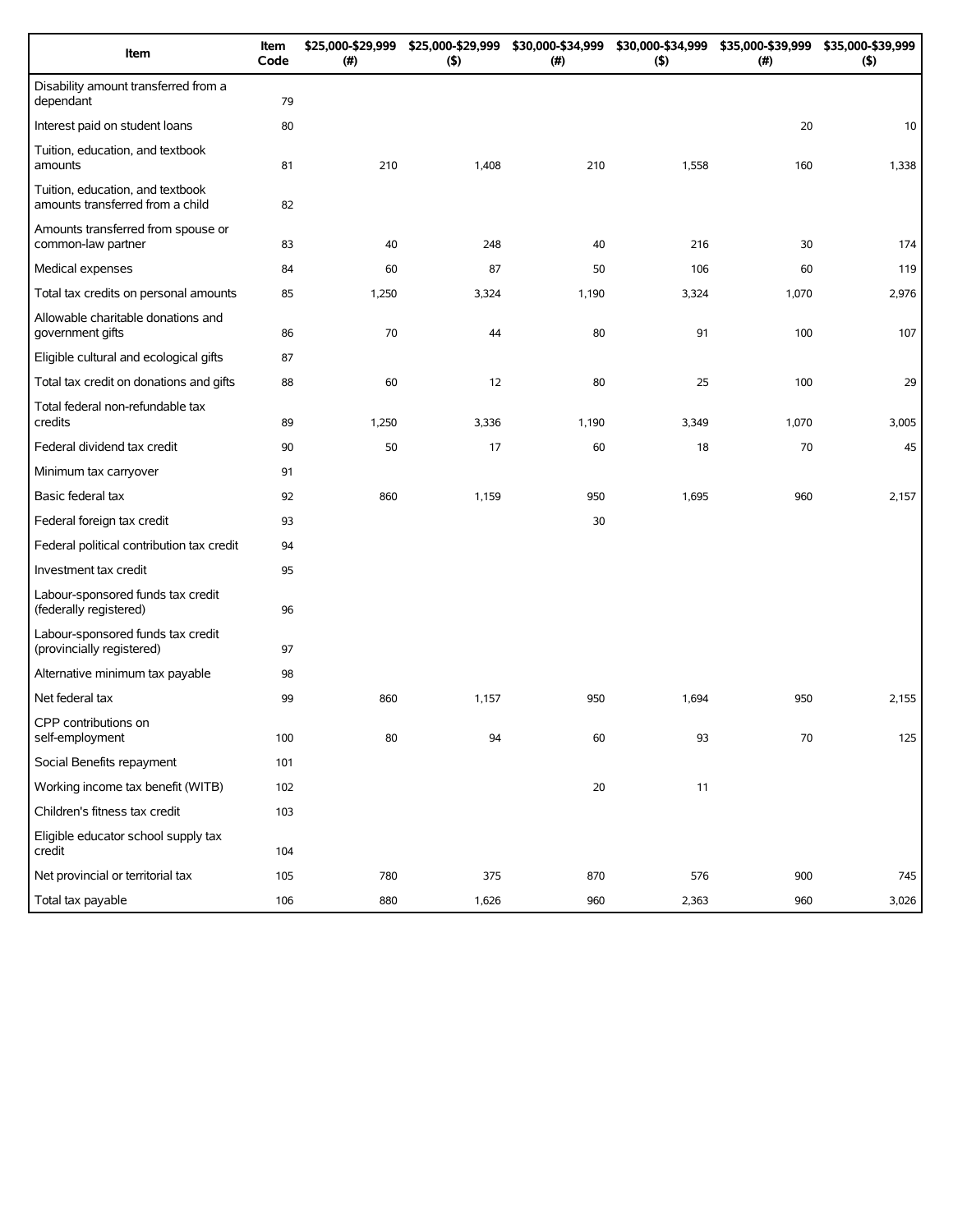| Item | Item Code | \$25,000-\$29,999 (#) | \$25,000-\$29,999 (\$) | \$30,000-\$34,999 (#) | \$30,000-\$34,999 (\$) | \$35,000-\$39,999 (#) | \$35,000-\$39,999 (\$) |
|---|---|---|---|---|---|---|---|
| Disability amount transferred from a dependant | 79 | | | | | | |
| Interest paid on student loans | 80 | | | | | 20 | 10 |
| Tuition, education, and textbook amounts | 81 | 210 | 1,408 | 210 | 1,558 | 160 | 1,338 |
| Tuition, education, and textbook amounts transferred from a child | 82 | | | | | | |
| Amounts transferred from spouse or common-law partner | 83 | 40 | 248 | 40 | 216 | 30 | 174 |
| Medical expenses | 84 | 60 | 87 | 50 | 106 | 60 | 119 |
| Total tax credits on personal amounts | 85 | 1,250 | 3,324 | 1,190 | 3,324 | 1,070 | 2,976 |
| Allowable charitable donations and government gifts | 86 | 70 | 44 | 80 | 91 | 100 | 107 |
| Eligible cultural and ecological gifts | 87 | | | | | | |
| Total tax credit on donations and gifts | 88 | 60 | 12 | 80 | 25 | 100 | 29 |
| Total federal non-refundable tax credits | 89 | 1,250 | 3,336 | 1,190 | 3,349 | 1,070 | 3,005 |
| Federal dividend tax credit | 90 | 50 | 17 | 60 | 18 | 70 | 45 |
| Minimum tax carryover | 91 | | | | | | |
| Basic federal tax | 92 | 860 | 1,159 | 950 | 1,695 | 960 | 2,157 |
| Federal foreign tax credit | 93 | | | 30 | | | |
| Federal political contribution tax credit | 94 | | | | | | |
| Investment tax credit | 95 | | | | | | |
| Labour-sponsored funds tax credit (federally registered) | 96 | | | | | | |
| Labour-sponsored funds tax credit (provincially registered) | 97 | | | | | | |
| Alternative minimum tax payable | 98 | | | | | | |
| Net federal tax | 99 | 860 | 1,157 | 950 | 1,694 | 950 | 2,155 |
| CPP contributions on self-employment | 100 | 80 | 94 | 60 | 93 | 70 | 125 |
| Social Benefits repayment | 101 | | | | | | |
| Working income tax benefit (WITB) | 102 | | | 20 | 11 | | |
| Children's fitness tax credit | 103 | | | | | | |
| Eligible educator school supply tax credit | 104 | | | | | | |
| Net provincial or territorial tax | 105 | 780 | 375 | 870 | 576 | 900 | 745 |
| Total tax payable | 106 | 880 | 1,626 | 960 | 2,363 | 960 | 3,026 |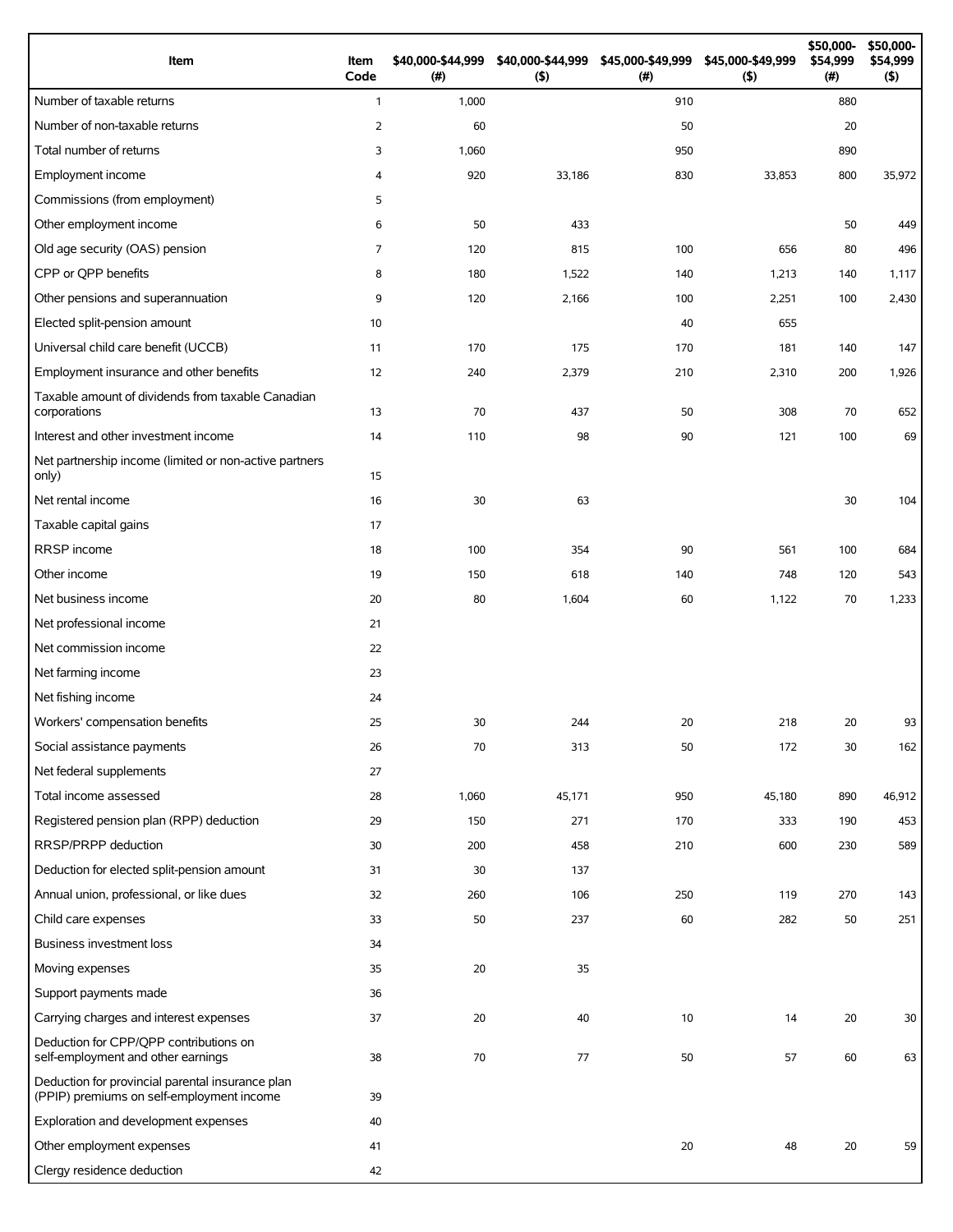| Item | Item Code | $40,000-$44,999 (#) | $40,000-$44,999 ($) | $45,000-$49,999 (#) | $45,000-$49,999 ($) | $50,000-$54,999 (#) | $50,000-$54,999 ($) |
|---|---|---|---|---|---|---|---|
| Number of taxable returns | 1 | 1,000 | | 910 | | 880 | |
| Number of non-taxable returns | 2 | 60 | | 50 | | 20 | |
| Total number of returns | 3 | 1,060 | | 950 | | 890 | |
| Employment income | 4 | 920 | 33,186 | 830 | 33,853 | 800 | 35,972 |
| Commissions (from employment) | 5 | | | | | | |
| Other employment income | 6 | 50 | 433 | | | 50 | 449 |
| Old age security (OAS) pension | 7 | 120 | 815 | 100 | 656 | 80 | 496 |
| CPP or QPP benefits | 8 | 180 | 1,522 | 140 | 1,213 | 140 | 1,117 |
| Other pensions and superannuation | 9 | 120 | 2,166 | 100 | 2,251 | 100 | 2,430 |
| Elected split-pension amount | 10 | | | 40 | 655 | | |
| Universal child care benefit (UCCB) | 11 | 170 | 175 | 170 | 181 | 140 | 147 |
| Employment insurance and other benefits | 12 | 240 | 2,379 | 210 | 2,310 | 200 | 1,926 |
| Taxable amount of dividends from taxable Canadian corporations | 13 | 70 | 437 | 50 | 308 | 70 | 652 |
| Interest and other investment income | 14 | 110 | 98 | 90 | 121 | 100 | 69 |
| Net partnership income (limited or non-active partners only) | 15 | | | | | | |
| Net rental income | 16 | 30 | 63 | | | 30 | 104 |
| Taxable capital gains | 17 | | | | | | |
| RRSP income | 18 | 100 | 354 | 90 | 561 | 100 | 684 |
| Other income | 19 | 150 | 618 | 140 | 748 | 120 | 543 |
| Net business income | 20 | 80 | 1,604 | 60 | 1,122 | 70 | 1,233 |
| Net professional income | 21 | | | | | | |
| Net commission income | 22 | | | | | | |
| Net farming income | 23 | | | | | | |
| Net fishing income | 24 | | | | | | |
| Workers' compensation benefits | 25 | 30 | 244 | 20 | 218 | 20 | 93 |
| Social assistance payments | 26 | 70 | 313 | 50 | 172 | 30 | 162 |
| Net federal supplements | 27 | | | | | | |
| Total income assessed | 28 | 1,060 | 45,171 | 950 | 45,180 | 890 | 46,912 |
| Registered pension plan (RPP) deduction | 29 | 150 | 271 | 170 | 333 | 190 | 453 |
| RRSP/PRPP deduction | 30 | 200 | 458 | 210 | 600 | 230 | 589 |
| Deduction for elected split-pension amount | 31 | 30 | 137 | | | | |
| Annual union, professional, or like dues | 32 | 260 | 106 | 250 | 119 | 270 | 143 |
| Child care expenses | 33 | 50 | 237 | 60 | 282 | 50 | 251 |
| Business investment loss | 34 | | | | | | |
| Moving expenses | 35 | 20 | 35 | | | | |
| Support payments made | 36 | | | | | | |
| Carrying charges and interest expenses | 37 | 20 | 40 | 10 | 14 | 20 | 30 |
| Deduction for CPP/QPP contributions on self-employment and other earnings | 38 | 70 | 77 | 50 | 57 | 60 | 63 |
| Deduction for provincial parental insurance plan (PPIP) premiums on self-employment income | 39 | | | | | | |
| Exploration and development expenses | 40 | | | | | | |
| Other employment expenses | 41 | | | 20 | 48 | 20 | 59 |
| Clergy residence deduction | 42 | | | | | | |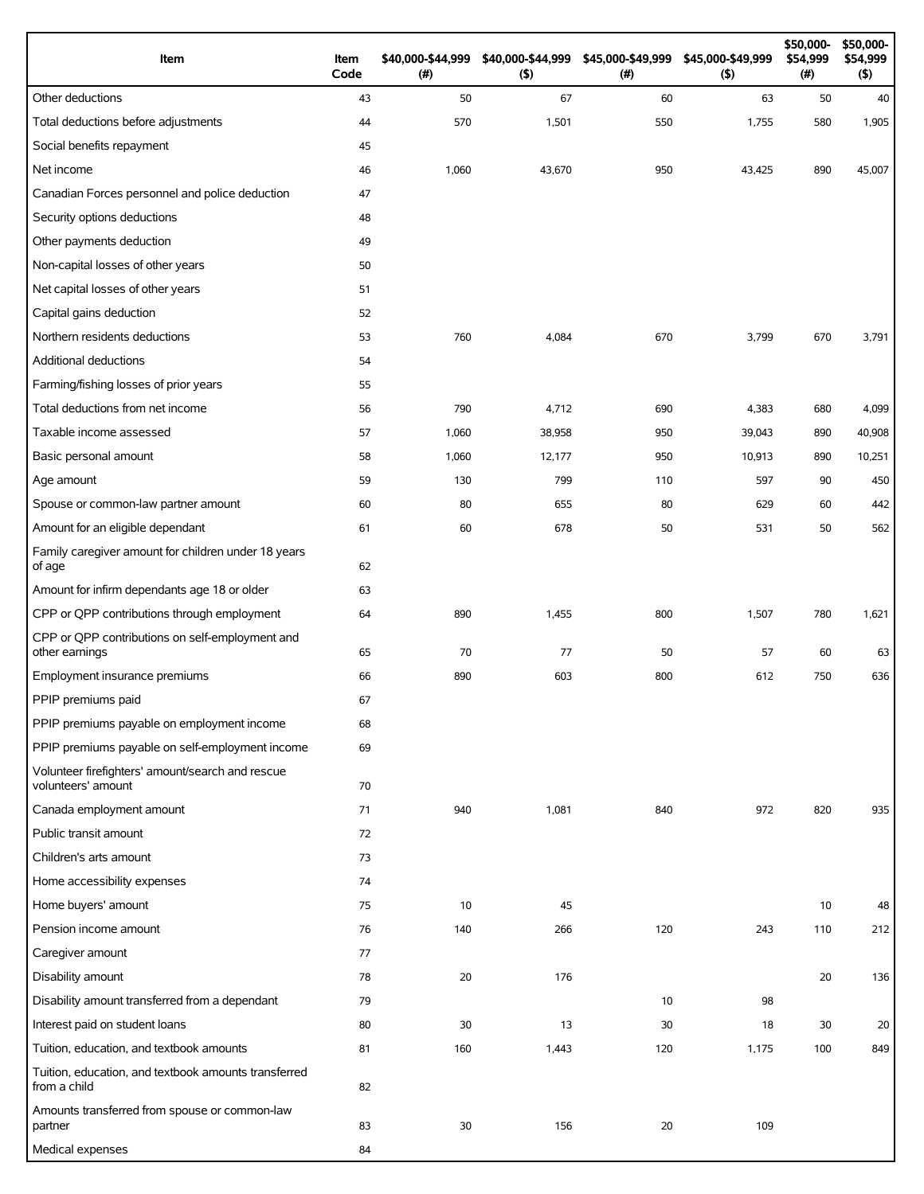| Item | Item Code | $40,000-$44,999 (#) | $40,000-$44,999 ($) | $45,000-$49,999 (#) | $45,000-$49,999 ($) | $50,000-$54,999 (#) | $50,000-$54,999 ($) |
|---|---|---|---|---|---|---|---|
| Other deductions | 43 | 50 | 67 | 60 | 63 | 50 | 40 |
| Total deductions before adjustments | 44 | 570 | 1,501 | 550 | 1,755 | 580 | 1,905 |
| Social benefits repayment | 45 | | | | | | |
| Net income | 46 | 1,060 | 43,670 | 950 | 43,425 | 890 | 45,007 |
| Canadian Forces personnel and police deduction | 47 | | | | | | |
| Security options deductions | 48 | | | | | | |
| Other payments deduction | 49 | | | | | | |
| Non-capital losses of other years | 50 | | | | | | |
| Net capital losses of other years | 51 | | | | | | |
| Capital gains deduction | 52 | | | | | | |
| Northern residents deductions | 53 | 760 | 4,084 | 670 | 3,799 | 670 | 3,791 |
| Additional deductions | 54 | | | | | | |
| Farming/fishing losses of prior years | 55 | | | | | | |
| Total deductions from net income | 56 | 790 | 4,712 | 690 | 4,383 | 680 | 4,099 |
| Taxable income assessed | 57 | 1,060 | 38,958 | 950 | 39,043 | 890 | 40,908 |
| Basic personal amount | 58 | 1,060 | 12,177 | 950 | 10,913 | 890 | 10,251 |
| Age amount | 59 | 130 | 799 | 110 | 597 | 90 | 450 |
| Spouse or common-law partner amount | 60 | 80 | 655 | 80 | 629 | 60 | 442 |
| Amount for an eligible dependant | 61 | 60 | 678 | 50 | 531 | 50 | 562 |
| Family caregiver amount for children under 18 years of age | 62 | | | | | | |
| Amount for infirm dependants age 18 or older | 63 | | | | | | |
| CPP or QPP contributions through employment | 64 | 890 | 1,455 | 800 | 1,507 | 780 | 1,621 |
| CPP or QPP contributions on self-employment and other earnings | 65 | 70 | 77 | 50 | 57 | 60 | 63 |
| Employment insurance premiums | 66 | 890 | 603 | 800 | 612 | 750 | 636 |
| PPIP premiums paid | 67 | | | | | | |
| PPIP premiums payable on employment income | 68 | | | | | | |
| PPIP premiums payable on self-employment income | 69 | | | | | | |
| Volunteer firefighters' amount/search and rescue volunteers' amount | 70 | | | | | | |
| Canada employment amount | 71 | 940 | 1,081 | 840 | 972 | 820 | 935 |
| Public transit amount | 72 | | | | | | |
| Children's arts amount | 73 | | | | | | |
| Home accessibility expenses | 74 | | | | | | |
| Home buyers' amount | 75 | 10 | 45 | | | 10 | 48 |
| Pension income amount | 76 | 140 | 266 | 120 | 243 | 110 | 212 |
| Caregiver amount | 77 | | | | | | |
| Disability amount | 78 | 20 | 176 | | | 20 | 136 |
| Disability amount transferred from a dependant | 79 | | | 10 | 98 | | |
| Interest paid on student loans | 80 | 30 | 13 | 30 | 18 | 30 | 20 |
| Tuition, education, and textbook amounts | 81 | 160 | 1,443 | 120 | 1,175 | 100 | 849 |
| Tuition, education, and textbook amounts transferred from a child | 82 | | | | | | |
| Amounts transferred from spouse or common-law partner | 83 | 30 | 156 | 20 | 109 | | |
| Medical expenses | 84 | | | | | | |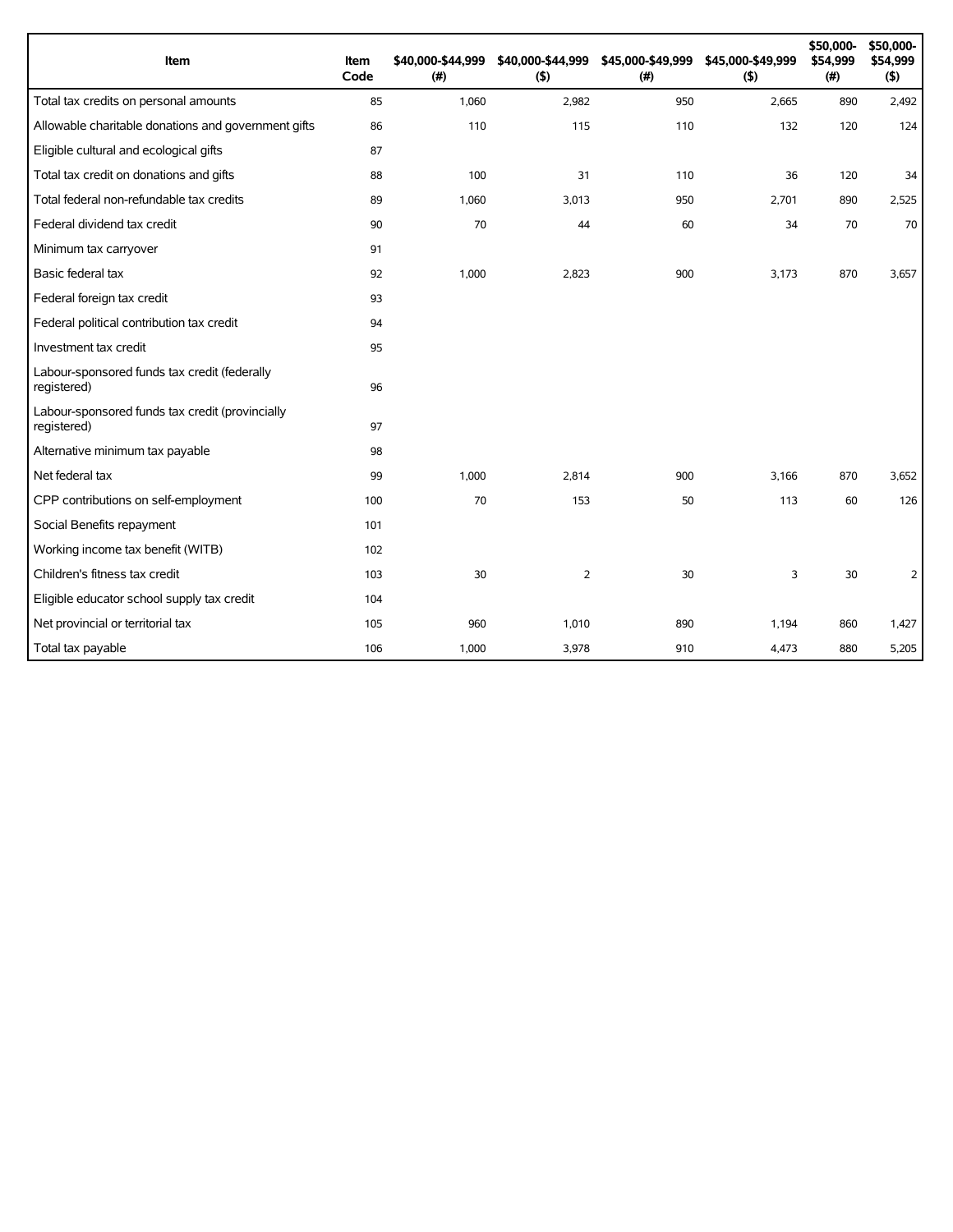| Item | Item Code | $40,000-$44,999 (#) | $40,000-$44,999 ($) | $45,000-$49,999 (#) | $45,000-$49,999 ($) | $50,000-$54,999 (#) | $50,000-$54,999 ($) |
|---|---|---|---|---|---|---|---|
| Total tax credits on personal amounts | 85 | 1,060 | 2,982 | 950 | 2,665 | 890 | 2,492 |
| Allowable charitable donations and government gifts | 86 | 110 | 115 | 110 | 132 | 120 | 124 |
| Eligible cultural and ecological gifts | 87 | | | | | | |
| Total tax credit on donations and gifts | 88 | 100 | 31 | 110 | 36 | 120 | 34 |
| Total federal non-refundable tax credits | 89 | 1,060 | 3,013 | 950 | 2,701 | 890 | 2,525 |
| Federal dividend tax credit | 90 | 70 | 44 | 60 | 34 | 70 | 70 |
| Minimum tax carryover | 91 | | | | | | |
| Basic federal tax | 92 | 1,000 | 2,823 | 900 | 3,173 | 870 | 3,657 |
| Federal foreign tax credit | 93 | | | | | | |
| Federal political contribution tax credit | 94 | | | | | | |
| Investment tax credit | 95 | | | | | | |
| Labour-sponsored funds tax credit (federally registered) | 96 | | | | | | |
| Labour-sponsored funds tax credit (provincially registered) | 97 | | | | | | |
| Alternative minimum tax payable | 98 | | | | | | |
| Net federal tax | 99 | 1,000 | 2,814 | 900 | 3,166 | 870 | 3,652 |
| CPP contributions on self-employment | 100 | 70 | 153 | 50 | 113 | 60 | 126 |
| Social Benefits repayment | 101 | | | | | | |
| Working income tax benefit (WITB) | 102 | | | | | | |
| Children's fitness tax credit | 103 | 30 | 2 | 30 | 3 | 30 | 2 |
| Eligible educator school supply tax credit | 104 | | | | | | |
| Net provincial or territorial tax | 105 | 960 | 1,010 | 890 | 1,194 | 860 | 1,427 |
| Total tax payable | 106 | 1,000 | 3,978 | 910 | 4,473 | 880 | 5,205 |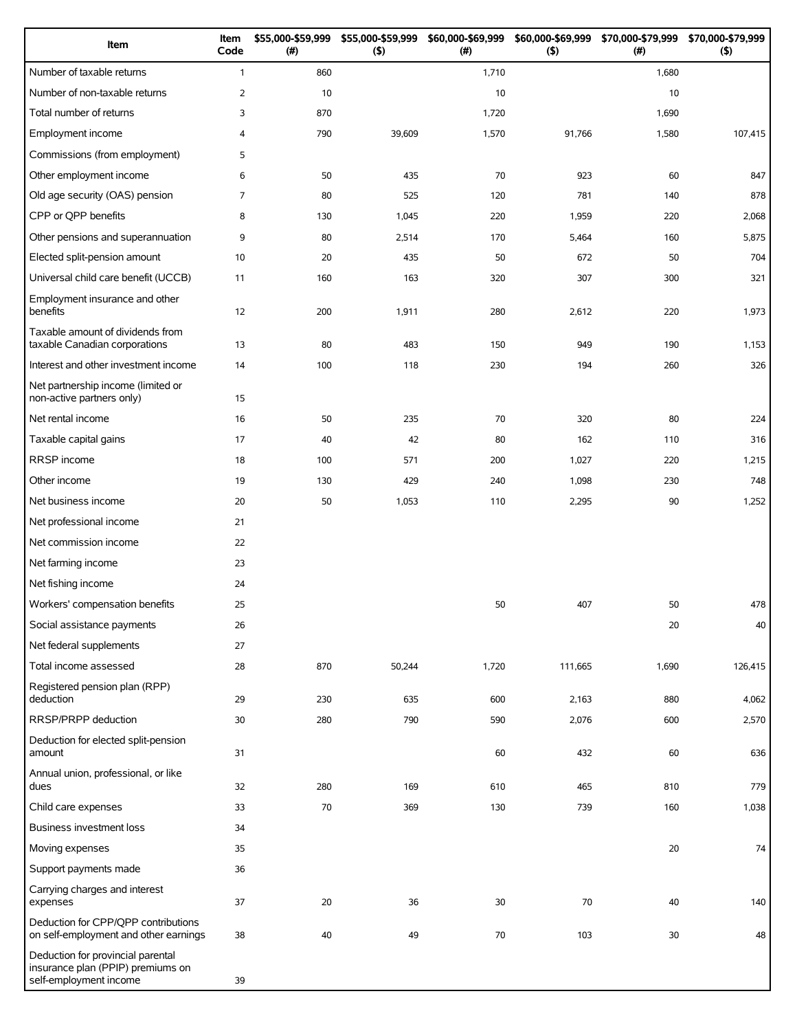| Item | Item Code | $55,000-$59,999 (#) | $55,000-$59,999 ($) | $60,000-$69,999 (#) | $60,000-$69,999 ($) | $70,000-$79,999 (#) | $70,000-$79,999 ($) |
|---|---|---|---|---|---|---|---|
| Number of taxable returns | 1 | 860 | | 1,710 | | 1,680 | |
| Number of non-taxable returns | 2 | 10 | | 10 | | 10 | |
| Total number of returns | 3 | 870 | | 1,720 | | 1,690 | |
| Employment income | 4 | 790 | 39,609 | 1,570 | 91,766 | 1,580 | 107,415 |
| Commissions (from employment) | 5 | | | | | | |
| Other employment income | 6 | 50 | 435 | 70 | 923 | 60 | 847 |
| Old age security (OAS) pension | 7 | 80 | 525 | 120 | 781 | 140 | 878 |
| CPP or QPP benefits | 8 | 130 | 1,045 | 220 | 1,959 | 220 | 2,068 |
| Other pensions and superannuation | 9 | 80 | 2,514 | 170 | 5,464 | 160 | 5,875 |
| Elected split-pension amount | 10 | 20 | 435 | 50 | 672 | 50 | 704 |
| Universal child care benefit (UCCB) | 11 | 160 | 163 | 320 | 307 | 300 | 321 |
| Employment insurance and other benefits | 12 | 200 | 1,911 | 280 | 2,612 | 220 | 1,973 |
| Taxable amount of dividends from taxable Canadian corporations | 13 | 80 | 483 | 150 | 949 | 190 | 1,153 |
| Interest and other investment income | 14 | 100 | 118 | 230 | 194 | 260 | 326 |
| Net partnership income (limited or non-active partners only) | 15 | | | | | | |
| Net rental income | 16 | 50 | 235 | 70 | 320 | 80 | 224 |
| Taxable capital gains | 17 | 40 | 42 | 80 | 162 | 110 | 316 |
| RRSP income | 18 | 100 | 571 | 200 | 1,027 | 220 | 1,215 |
| Other income | 19 | 130 | 429 | 240 | 1,098 | 230 | 748 |
| Net business income | 20 | 50 | 1,053 | 110 | 2,295 | 90 | 1,252 |
| Net professional income | 21 | | | | | | |
| Net commission income | 22 | | | | | | |
| Net farming income | 23 | | | | | | |
| Net fishing income | 24 | | | | | | |
| Workers' compensation benefits | 25 | | | 50 | 407 | 50 | 478 |
| Social assistance payments | 26 | | | | | 20 | 40 |
| Net federal supplements | 27 | | | | | | |
| Total income assessed | 28 | 870 | 50,244 | 1,720 | 111,665 | 1,690 | 126,415 |
| Registered pension plan (RPP) deduction | 29 | 230 | 635 | 600 | 2,163 | 880 | 4,062 |
| RRSP/PRPP deduction | 30 | 280 | 790 | 590 | 2,076 | 600 | 2,570 |
| Deduction for elected split-pension amount | 31 | | | 60 | 432 | 60 | 636 |
| Annual union, professional, or like dues | 32 | 280 | 169 | 610 | 465 | 810 | 779 |
| Child care expenses | 33 | 70 | 369 | 130 | 739 | 160 | 1,038 |
| Business investment loss | 34 | | | | | | |
| Moving expenses | 35 | | | | | 20 | 74 |
| Support payments made | 36 | | | | | | |
| Carrying charges and interest expenses | 37 | 20 | 36 | 30 | 70 | 40 | 140 |
| Deduction for CPP/QPP contributions on self-employment and other earnings | 38 | 40 | 49 | 70 | 103 | 30 | 48 |
| Deduction for provincial parental insurance plan (PPIP) premiums on self-employment income | 39 | | | | | | |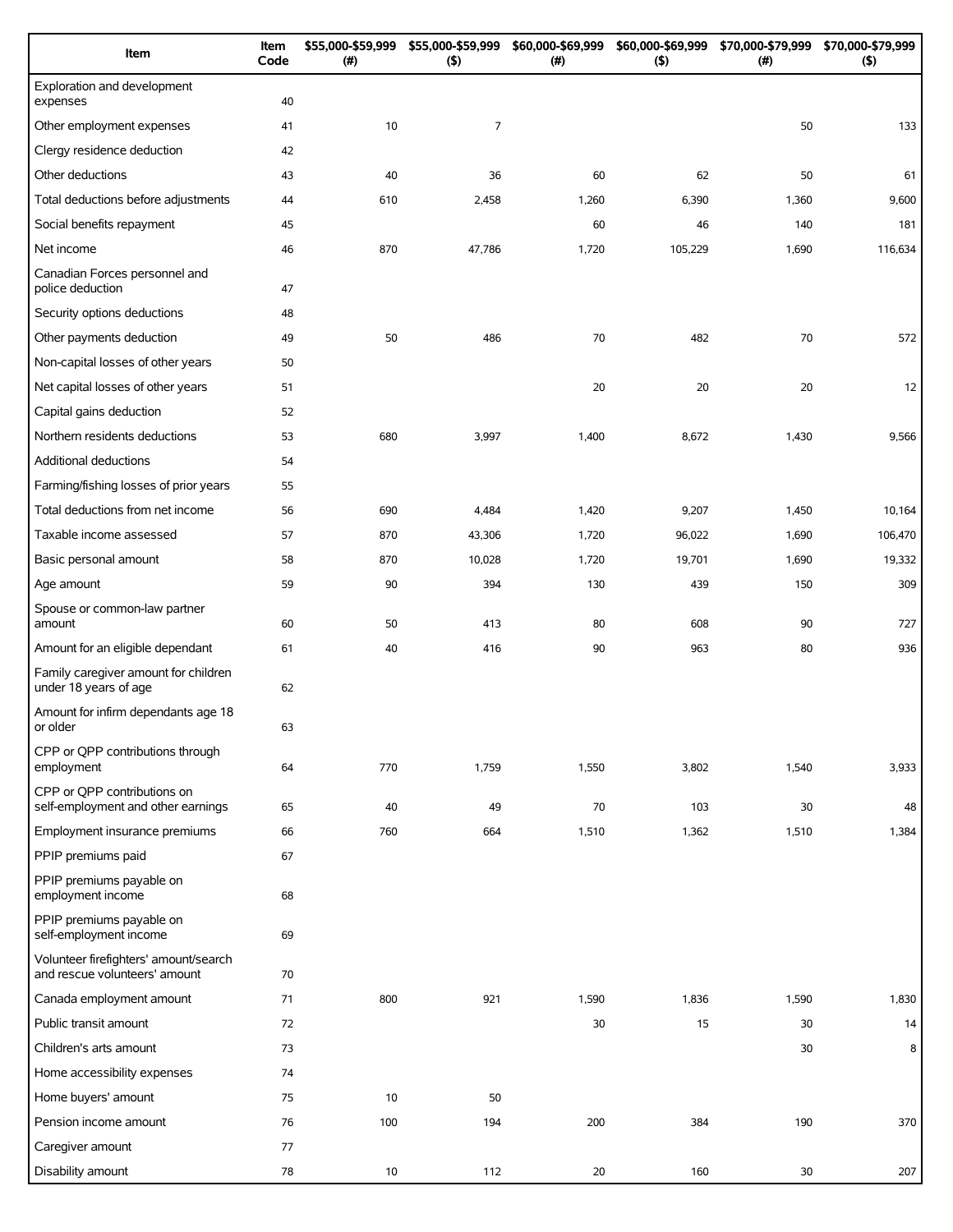| Item | Item Code | $55,000-$59,999 (#) | $55,000-$59,999 ($) | $60,000-$69,999 (#) | $60,000-$69,999 ($) | $70,000-$79,999 (#) | $70,000-$79,999 ($) |
|---|---|---|---|---|---|---|---|
| Exploration and development expenses | 40 | | | | | | |
| Other employment expenses | 41 | 10 | 7 | | | 50 | 133 |
| Clergy residence deduction | 42 | | | | | | |
| Other deductions | 43 | 40 | 36 | 60 | 62 | 50 | 61 |
| Total deductions before adjustments | 44 | 610 | 2,458 | 1,260 | 6,390 | 1,360 | 9,600 |
| Social benefits repayment | 45 | | | 60 | 46 | 140 | 181 |
| Net income | 46 | 870 | 47,786 | 1,720 | 105,229 | 1,690 | 116,634 |
| Canadian Forces personnel and police deduction | 47 | | | | | | |
| Security options deductions | 48 | | | | | | |
| Other payments deduction | 49 | 50 | 486 | 70 | 482 | 70 | 572 |
| Non-capital losses of other years | 50 | | | | | | |
| Net capital losses of other years | 51 | | | 20 | 20 | 20 | 12 |
| Capital gains deduction | 52 | | | | | | |
| Northern residents deductions | 53 | 680 | 3,997 | 1,400 | 8,672 | 1,430 | 9,566 |
| Additional deductions | 54 | | | | | | |
| Farming/fishing losses of prior years | 55 | | | | | | |
| Total deductions from net income | 56 | 690 | 4,484 | 1,420 | 9,207 | 1,450 | 10,164 |
| Taxable income assessed | 57 | 870 | 43,306 | 1,720 | 96,022 | 1,690 | 106,470 |
| Basic personal amount | 58 | 870 | 10,028 | 1,720 | 19,701 | 1,690 | 19,332 |
| Age amount | 59 | 90 | 394 | 130 | 439 | 150 | 309 |
| Spouse or common-law partner amount | 60 | 50 | 413 | 80 | 608 | 90 | 727 |
| Amount for an eligible dependant | 61 | 40 | 416 | 90 | 963 | 80 | 936 |
| Family caregiver amount for children under 18 years of age | 62 | | | | | | |
| Amount for infirm dependants age 18 or older | 63 | | | | | | |
| CPP or QPP contributions through employment | 64 | 770 | 1,759 | 1,550 | 3,802 | 1,540 | 3,933 |
| CPP or QPP contributions on self-employment and other earnings | 65 | 40 | 49 | 70 | 103 | 30 | 48 |
| Employment insurance premiums | 66 | 760 | 664 | 1,510 | 1,362 | 1,510 | 1,384 |
| PPIP premiums paid | 67 | | | | | | |
| PPIP premiums payable on employment income | 68 | | | | | | |
| PPIP premiums payable on self-employment income | 69 | | | | | | |
| Volunteer firefighters' amount/search and rescue volunteers' amount | 70 | | | | | | |
| Canada employment amount | 71 | 800 | 921 | 1,590 | 1,836 | 1,590 | 1,830 |
| Public transit amount | 72 | | | 30 | 15 | 30 | 14 |
| Children's arts amount | 73 | | | | | 30 | 8 |
| Home accessibility expenses | 74 | | | | | | |
| Home buyers' amount | 75 | 10 | 50 | | | | |
| Pension income amount | 76 | 100 | 194 | 200 | 384 | 190 | 370 |
| Caregiver amount | 77 | | | | | | |
| Disability amount | 78 | 10 | 112 | 20 | 160 | 30 | 207 |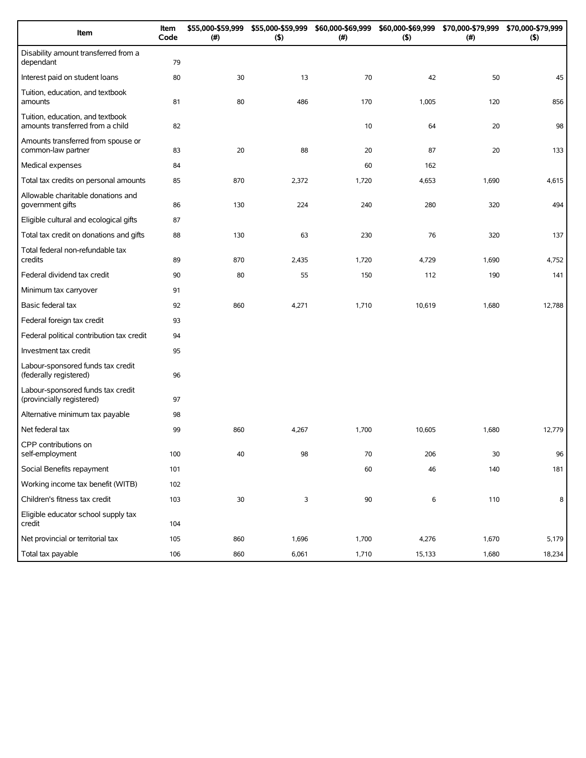| Item | Item Code | $55,000-$59,999 (#) | $55,000-$59,999 ($) | $60,000-$69,999 (#) | $60,000-$69,999 ($) | $70,000-$79,999 (#) | $70,000-$79,999 ($) |
|---|---|---|---|---|---|---|---|
| Disability amount transferred from a dependant | 79 | | | | | | |
| Interest paid on student loans | 80 | 30 | 13 | 70 | 42 | 50 | 45 |
| Tuition, education, and textbook amounts | 81 | 80 | 486 | 170 | 1,005 | 120 | 856 |
| Tuition, education, and textbook amounts transferred from a child | 82 | | | 10 | 64 | 20 | 98 |
| Amounts transferred from spouse or common-law partner | 83 | 20 | 88 | 20 | 87 | 20 | 133 |
| Medical expenses | 84 | | | 60 | 162 | | |
| Total tax credits on personal amounts | 85 | 870 | 2,372 | 1,720 | 4,653 | 1,690 | 4,615 |
| Allowable charitable donations and government gifts | 86 | 130 | 224 | 240 | 280 | 320 | 494 |
| Eligible cultural and ecological gifts | 87 | | | | | | |
| Total tax credit on donations and gifts | 88 | 130 | 63 | 230 | 76 | 320 | 137 |
| Total federal non-refundable tax credits | 89 | 870 | 2,435 | 1,720 | 4,729 | 1,690 | 4,752 |
| Federal dividend tax credit | 90 | 80 | 55 | 150 | 112 | 190 | 141 |
| Minimum tax carryover | 91 | | | | | | |
| Basic federal tax | 92 | 860 | 4,271 | 1,710 | 10,619 | 1,680 | 12,788 |
| Federal foreign tax credit | 93 | | | | | | |
| Federal political contribution tax credit | 94 | | | | | | |
| Investment tax credit | 95 | | | | | | |
| Labour-sponsored funds tax credit (federally registered) | 96 | | | | | | |
| Labour-sponsored funds tax credit (provincially registered) | 97 | | | | | | |
| Alternative minimum tax payable | 98 | | | | | | |
| Net federal tax | 99 | 860 | 4,267 | 1,700 | 10,605 | 1,680 | 12,779 |
| CPP contributions on self-employment | 100 | 40 | 98 | 70 | 206 | 30 | 96 |
| Social Benefits repayment | 101 | | | 60 | 46 | 140 | 181 |
| Working income tax benefit (WITB) | 102 | | | | | | |
| Children's fitness tax credit | 103 | 30 | 3 | 90 | 6 | 110 | 8 |
| Eligible educator school supply tax credit | 104 | | | | | | |
| Net provincial or territorial tax | 105 | 860 | 1,696 | 1,700 | 4,276 | 1,670 | 5,179 |
| Total tax payable | 106 | 860 | 6,061 | 1,710 | 15,133 | 1,680 | 18,234 |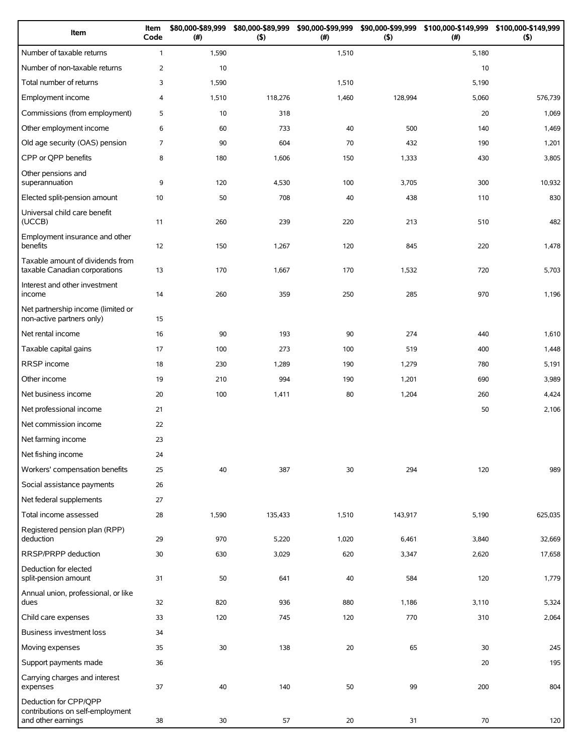| Item | Item Code | $80,000-$89,999 (#) | $80,000-$89,999 ($) | $90,000-$99,999 (#) | $90,000-$99,999 ($) | $100,000-$149,999 (#) | $100,000-$149,999 ($) |
|---|---|---|---|---|---|---|---|
| Number of taxable returns | 1 | 1,590 | | 1,510 | | 5,180 | |
| Number of non-taxable returns | 2 | 10 | | | | 10 | |
| Total number of returns | 3 | 1,590 | | 1,510 | | 5,190 | |
| Employment income | 4 | 1,510 | 118,276 | 1,460 | 128,994 | 5,060 | 576,739 |
| Commissions (from employment) | 5 | 10 | 318 | | | 20 | 1,069 |
| Other employment income | 6 | 60 | 733 | 40 | 500 | 140 | 1,469 |
| Old age security (OAS) pension | 7 | 90 | 604 | 70 | 432 | 190 | 1,201 |
| CPP or QPP benefits | 8 | 180 | 1,606 | 150 | 1,333 | 430 | 3,805 |
| Other pensions and superannuation | 9 | 120 | 4,530 | 100 | 3,705 | 300 | 10,932 |
| Elected split-pension amount | 10 | 50 | 708 | 40 | 438 | 110 | 830 |
| Universal child care benefit (UCCB) | 11 | 260 | 239 | 220 | 213 | 510 | 482 |
| Employment insurance and other benefits | 12 | 150 | 1,267 | 120 | 845 | 220 | 1,478 |
| Taxable amount of dividends from taxable Canadian corporations | 13 | 170 | 1,667 | 170 | 1,532 | 720 | 5,703 |
| Interest and other investment income | 14 | 260 | 359 | 250 | 285 | 970 | 1,196 |
| Net partnership income (limited or non-active partners only) | 15 | | | | | | |
| Net rental income | 16 | 90 | 193 | 90 | 274 | 440 | 1,610 |
| Taxable capital gains | 17 | 100 | 273 | 100 | 519 | 400 | 1,448 |
| RRSP income | 18 | 230 | 1,289 | 190 | 1,279 | 780 | 5,191 |
| Other income | 19 | 210 | 994 | 190 | 1,201 | 690 | 3,989 |
| Net business income | 20 | 100 | 1,411 | 80 | 1,204 | 260 | 4,424 |
| Net professional income | 21 | | | | | 50 | 2,106 |
| Net commission income | 22 | | | | | | |
| Net farming income | 23 | | | | | | |
| Net fishing income | 24 | | | | | | |
| Workers' compensation benefits | 25 | 40 | 387 | 30 | 294 | 120 | 989 |
| Social assistance payments | 26 | | | | | | |
| Net federal supplements | 27 | | | | | | |
| Total income assessed | 28 | 1,590 | 135,433 | 1,510 | 143,917 | 5,190 | 625,035 |
| Registered pension plan (RPP) deduction | 29 | 970 | 5,220 | 1,020 | 6,461 | 3,840 | 32,669 |
| RRSP/PRPP deduction | 30 | 630 | 3,029 | 620 | 3,347 | 2,620 | 17,658 |
| Deduction for elected split-pension amount | 31 | 50 | 641 | 40 | 584 | 120 | 1,779 |
| Annual union, professional, or like dues | 32 | 820 | 936 | 880 | 1,186 | 3,110 | 5,324 |
| Child care expenses | 33 | 120 | 745 | 120 | 770 | 310 | 2,064 |
| Business investment loss | 34 | | | | | | |
| Moving expenses | 35 | 30 | 138 | 20 | 65 | 30 | 245 |
| Support payments made | 36 | | | | | 20 | 195 |
| Carrying charges and interest expenses | 37 | 40 | 140 | 50 | 99 | 200 | 804 |
| Deduction for CPP/QPP contributions on self-employment and other earnings | 38 | 30 | 57 | 20 | 31 | 70 | 120 |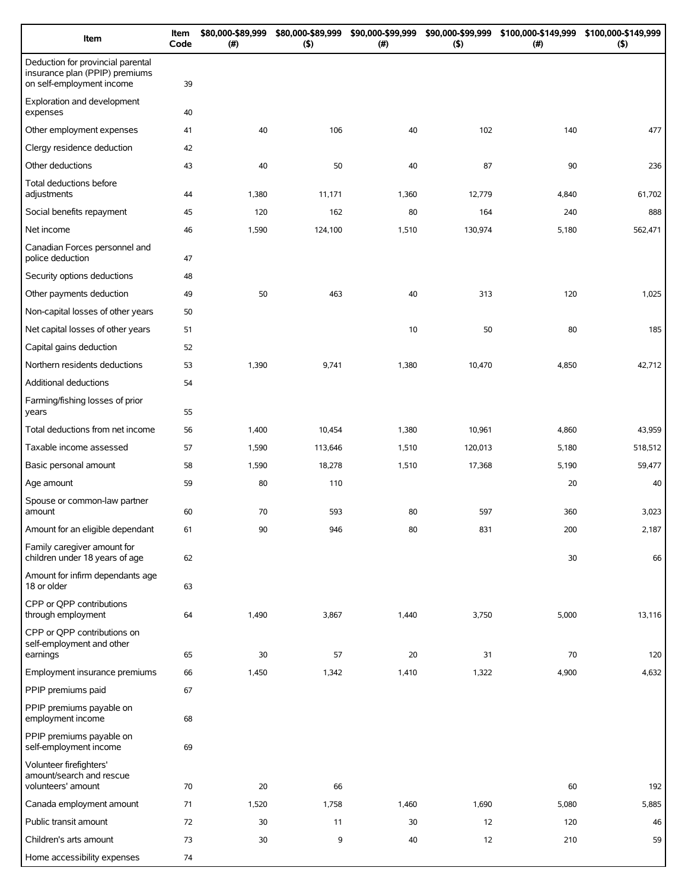| Item | Item Code | $80,000-$89,999 (#) | $80,000-$89,999 ($) | $90,000-$99,999 (#) | $90,000-$99,999 ($) | $100,000-$149,999 (#) | $100,000-$149,999 ($) |
|---|---|---|---|---|---|---|---|
| Deduction for provincial parental insurance plan (PPIP) premiums on self-employment income | 39 | | | | | | |
| Exploration and development expenses | 40 | | | | | | |
| Other employment expenses | 41 | 40 | 106 | 40 | 102 | 140 | 477 |
| Clergy residence deduction | 42 | | | | | | |
| Other deductions | 43 | 40 | 50 | 40 | 87 | 90 | 236 |
| Total deductions before adjustments | 44 | 1,380 | 11,171 | 1,360 | 12,779 | 4,840 | 61,702 |
| Social benefits repayment | 45 | 120 | 162 | 80 | 164 | 240 | 888 |
| Net income | 46 | 1,590 | 124,100 | 1,510 | 130,974 | 5,180 | 562,471 |
| Canadian Forces personnel and police deduction | 47 | | | | | | |
| Security options deductions | 48 | | | | | | |
| Other payments deduction | 49 | 50 | 463 | 40 | 313 | 120 | 1,025 |
| Non-capital losses of other years | 50 | | | | | | |
| Net capital losses of other years | 51 | | | 10 | 50 | 80 | 185 |
| Capital gains deduction | 52 | | | | | | |
| Northern residents deductions | 53 | 1,390 | 9,741 | 1,380 | 10,470 | 4,850 | 42,712 |
| Additional deductions | 54 | | | | | | |
| Farming/fishing losses of prior years | 55 | | | | | | |
| Total deductions from net income | 56 | 1,400 | 10,454 | 1,380 | 10,961 | 4,860 | 43,959 |
| Taxable income assessed | 57 | 1,590 | 113,646 | 1,510 | 120,013 | 5,180 | 518,512 |
| Basic personal amount | 58 | 1,590 | 18,278 | 1,510 | 17,368 | 5,190 | 59,477 |
| Age amount | 59 | 80 | 110 | | | 20 | 40 |
| Spouse or common-law partner amount | 60 | 70 | 593 | 80 | 597 | 360 | 3,023 |
| Amount for an eligible dependant | 61 | 90 | 946 | 80 | 831 | 200 | 2,187 |
| Family caregiver amount for children under 18 years of age | 62 | | | | | 30 | 66 |
| Amount for infirm dependants age 18 or older | 63 | | | | | | |
| CPP or QPP contributions through employment | 64 | 1,490 | 3,867 | 1,440 | 3,750 | 5,000 | 13,116 |
| CPP or QPP contributions on self-employment and other earnings | 65 | 30 | 57 | 20 | 31 | 70 | 120 |
| Employment insurance premiums | 66 | 1,450 | 1,342 | 1,410 | 1,322 | 4,900 | 4,632 |
| PPIP premiums paid | 67 | | | | | | |
| PPIP premiums payable on employment income | 68 | | | | | | |
| PPIP premiums payable on self-employment income | 69 | | | | | | |
| Volunteer firefighters' amount/search and rescue volunteers' amount | 70 | 20 | 66 | | | 60 | 192 |
| Canada employment amount | 71 | 1,520 | 1,758 | 1,460 | 1,690 | 5,080 | 5,885 |
| Public transit amount | 72 | 30 | 11 | 30 | 12 | 120 | 46 |
| Children's arts amount | 73 | 30 | 9 | 40 | 12 | 210 | 59 |
| Home accessibility expenses | 74 | | | | | | |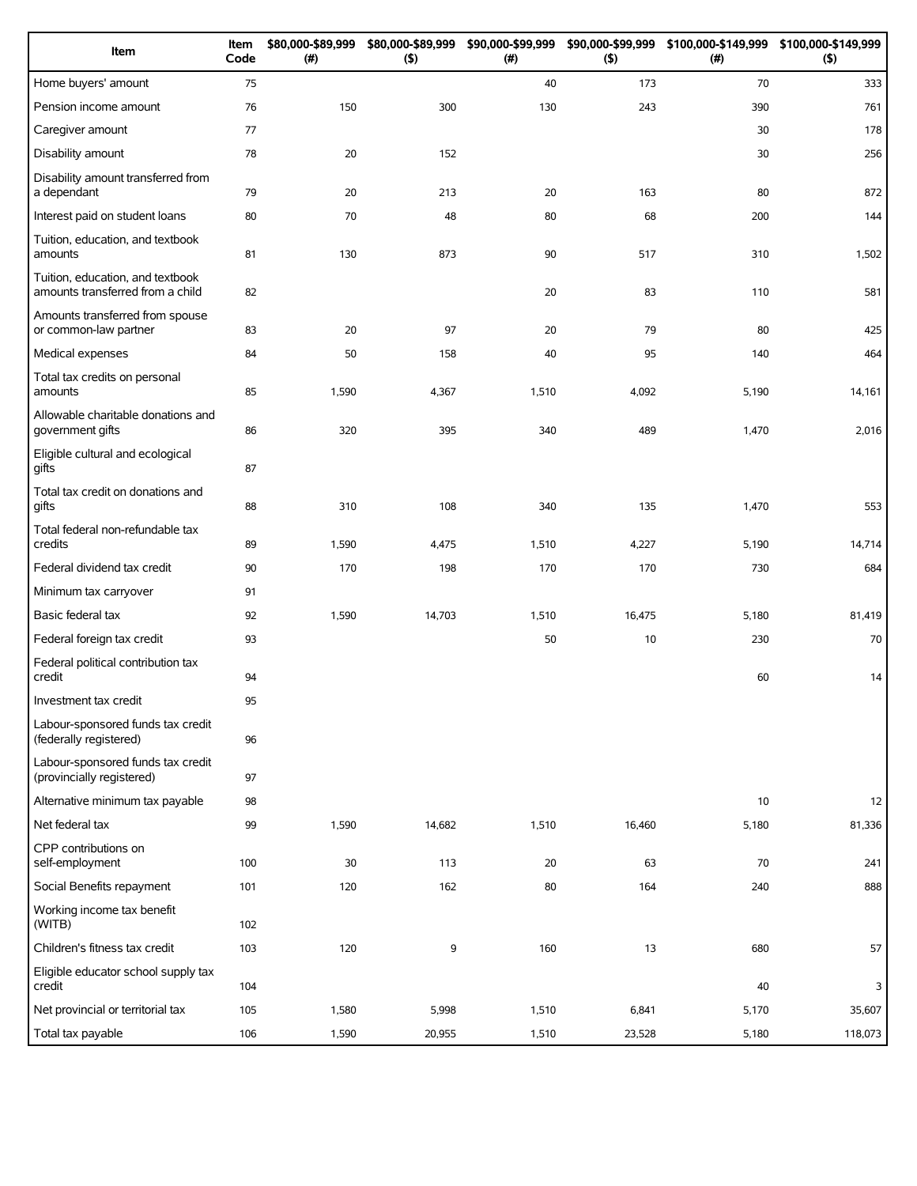| Item | Item Code | $80,000-$89,999 (#) | $80,000-$89,999 ($) | $90,000-$99,999 (#) | $90,000-$99,999 ($) | $100,000-$149,999 (#) | $100,000-$149,999 ($) |
|---|---|---|---|---|---|---|---|
| Home buyers' amount | 75 | | | 40 | 173 | 70 | 333 |
| Pension income amount | 76 | 150 | 300 | 130 | 243 | 390 | 761 |
| Caregiver amount | 77 | | | | | 30 | 178 |
| Disability amount | 78 | 20 | 152 | | | 30 | 256 |
| Disability amount transferred from a dependant | 79 | 20 | 213 | 20 | 163 | 80 | 872 |
| Interest paid on student loans | 80 | 70 | 48 | 80 | 68 | 200 | 144 |
| Tuition, education, and textbook amounts | 81 | 130 | 873 | 90 | 517 | 310 | 1,502 |
| Tuition, education, and textbook amounts transferred from a child | 82 | | | 20 | 83 | 110 | 581 |
| Amounts transferred from spouse or common-law partner | 83 | 20 | 97 | 20 | 79 | 80 | 425 |
| Medical expenses | 84 | 50 | 158 | 40 | 95 | 140 | 464 |
| Total tax credits on personal amounts | 85 | 1,590 | 4,367 | 1,510 | 4,092 | 5,190 | 14,161 |
| Allowable charitable donations and government gifts | 86 | 320 | 395 | 340 | 489 | 1,470 | 2,016 |
| Eligible cultural and ecological gifts | 87 | | | | | | |
| Total tax credit on donations and gifts | 88 | 310 | 108 | 340 | 135 | 1,470 | 553 |
| Total federal non-refundable tax credits | 89 | 1,590 | 4,475 | 1,510 | 4,227 | 5,190 | 14,714 |
| Federal dividend tax credit | 90 | 170 | 198 | 170 | 170 | 730 | 684 |
| Minimum tax carryover | 91 | | | | | | |
| Basic federal tax | 92 | 1,590 | 14,703 | 1,510 | 16,475 | 5,180 | 81,419 |
| Federal foreign tax credit | 93 | | | 50 | 10 | 230 | 70 |
| Federal political contribution tax credit | 94 | | | | | 60 | 14 |
| Investment tax credit | 95 | | | | | | |
| Labour-sponsored funds tax credit (federally registered) | 96 | | | | | | |
| Labour-sponsored funds tax credit (provincially registered) | 97 | | | | | | |
| Alternative minimum tax payable | 98 | | | | | 10 | 12 |
| Net federal tax | 99 | 1,590 | 14,682 | 1,510 | 16,460 | 5,180 | 81,336 |
| CPP contributions on self-employment | 100 | 30 | 113 | 20 | 63 | 70 | 241 |
| Social Benefits repayment | 101 | 120 | 162 | 80 | 164 | 240 | 888 |
| Working income tax benefit (WITB) | 102 | | | | | | |
| Children's fitness tax credit | 103 | 120 | 9 | 160 | 13 | 680 | 57 |
| Eligible educator school supply tax credit | 104 | | | | | 40 | 3 |
| Net provincial or territorial tax | 105 | 1,580 | 5,998 | 1,510 | 6,841 | 5,170 | 35,607 |
| Total tax payable | 106 | 1,590 | 20,955 | 1,510 | 23,528 | 5,180 | 118,073 |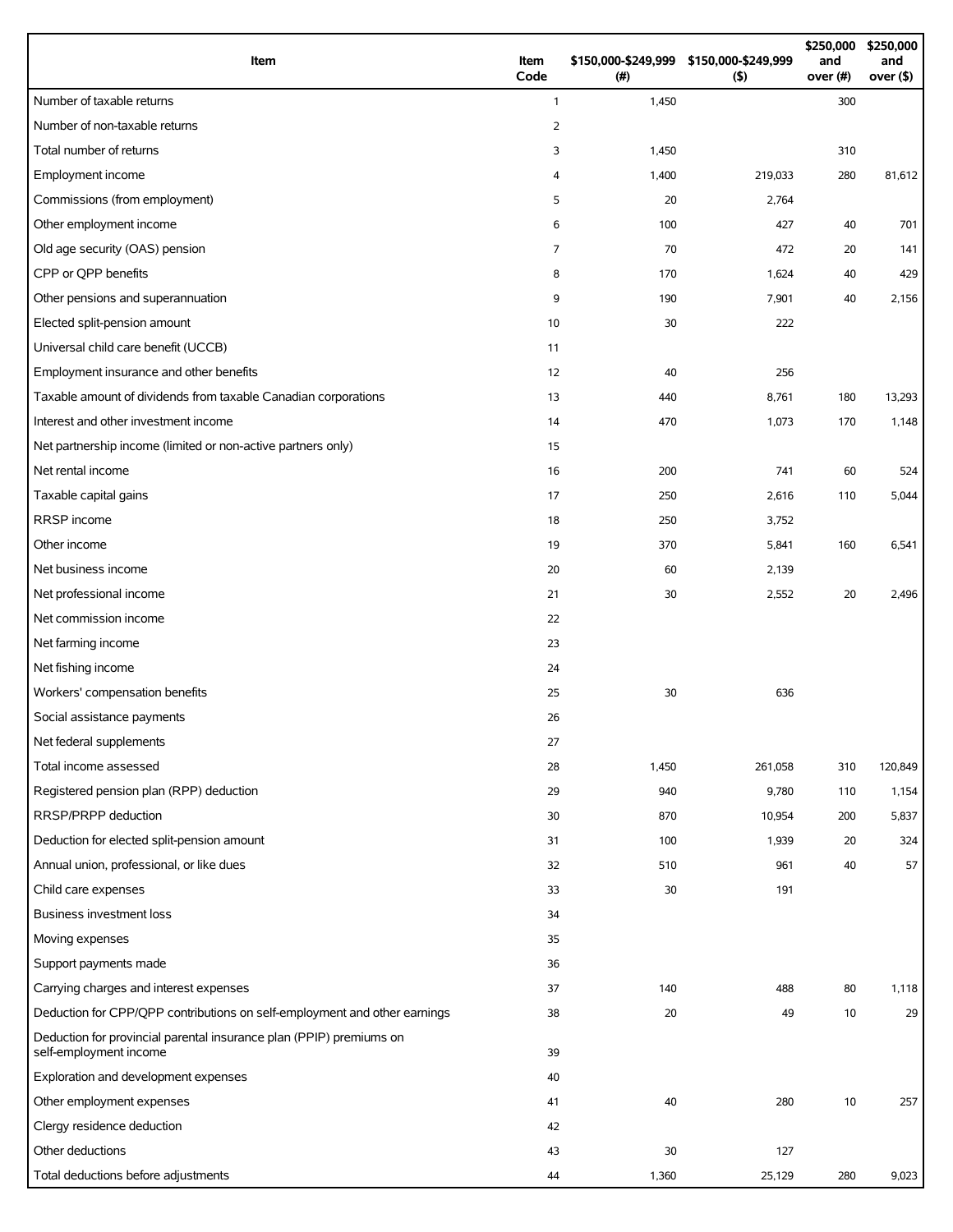| Item | Item Code | $150,000-$249,999 (#) | $150,000-$249,999 ($) | $250,000 and over (#) | $250,000 and over ($) |
|---|---|---|---|---|---|
| Number of taxable returns | 1 | 1,450 | | 300 | |
| Number of non-taxable returns | 2 | | | | |
| Total number of returns | 3 | 1,450 | | 310 | |
| Employment income | 4 | 1,400 | 219,033 | 280 | 81,612 |
| Commissions (from employment) | 5 | 20 | 2,764 | | |
| Other employment income | 6 | 100 | 427 | 40 | 701 |
| Old age security (OAS) pension | 7 | 70 | 472 | 20 | 141 |
| CPP or QPP benefits | 8 | 170 | 1,624 | 40 | 429 |
| Other pensions and superannuation | 9 | 190 | 7,901 | 40 | 2,156 |
| Elected split-pension amount | 10 | 30 | 222 | | |
| Universal child care benefit (UCCB) | 11 | | | | |
| Employment insurance and other benefits | 12 | 40 | 256 | | |
| Taxable amount of dividends from taxable Canadian corporations | 13 | 440 | 8,761 | 180 | 13,293 |
| Interest and other investment income | 14 | 470 | 1,073 | 170 | 1,148 |
| Net partnership income (limited or non-active partners only) | 15 | | | | |
| Net rental income | 16 | 200 | 741 | 60 | 524 |
| Taxable capital gains | 17 | 250 | 2,616 | 110 | 5,044 |
| RRSP income | 18 | 250 | 3,752 | | |
| Other income | 19 | 370 | 5,841 | 160 | 6,541 |
| Net business income | 20 | 60 | 2,139 | | |
| Net professional income | 21 | 30 | 2,552 | 20 | 2,496 |
| Net commission income | 22 | | | | |
| Net farming income | 23 | | | | |
| Net fishing income | 24 | | | | |
| Workers' compensation benefits | 25 | 30 | 636 | | |
| Social assistance payments | 26 | | | | |
| Net federal supplements | 27 | | | | |
| Total income assessed | 28 | 1,450 | 261,058 | 310 | 120,849 |
| Registered pension plan (RPP) deduction | 29 | 940 | 9,780 | 110 | 1,154 |
| RRSP/PRPP deduction | 30 | 870 | 10,954 | 200 | 5,837 |
| Deduction for elected split-pension amount | 31 | 100 | 1,939 | 20 | 324 |
| Annual union, professional, or like dues | 32 | 510 | 961 | 40 | 57 |
| Child care expenses | 33 | 30 | 191 | | |
| Business investment loss | 34 | | | | |
| Moving expenses | 35 | | | | |
| Support payments made | 36 | | | | |
| Carrying charges and interest expenses | 37 | 140 | 488 | 80 | 1,118 |
| Deduction for CPP/QPP contributions on self-employment and other earnings | 38 | 20 | 49 | 10 | 29 |
| Deduction for provincial parental insurance plan (PPIP) premiums on self-employment income | 39 | | | | |
| Exploration and development expenses | 40 | | | | |
| Other employment expenses | 41 | 40 | 280 | 10 | 257 |
| Clergy residence deduction | 42 | | | | |
| Other deductions | 43 | 30 | 127 | | |
| Total deductions before adjustments | 44 | 1,360 | 25,129 | 280 | 9,023 |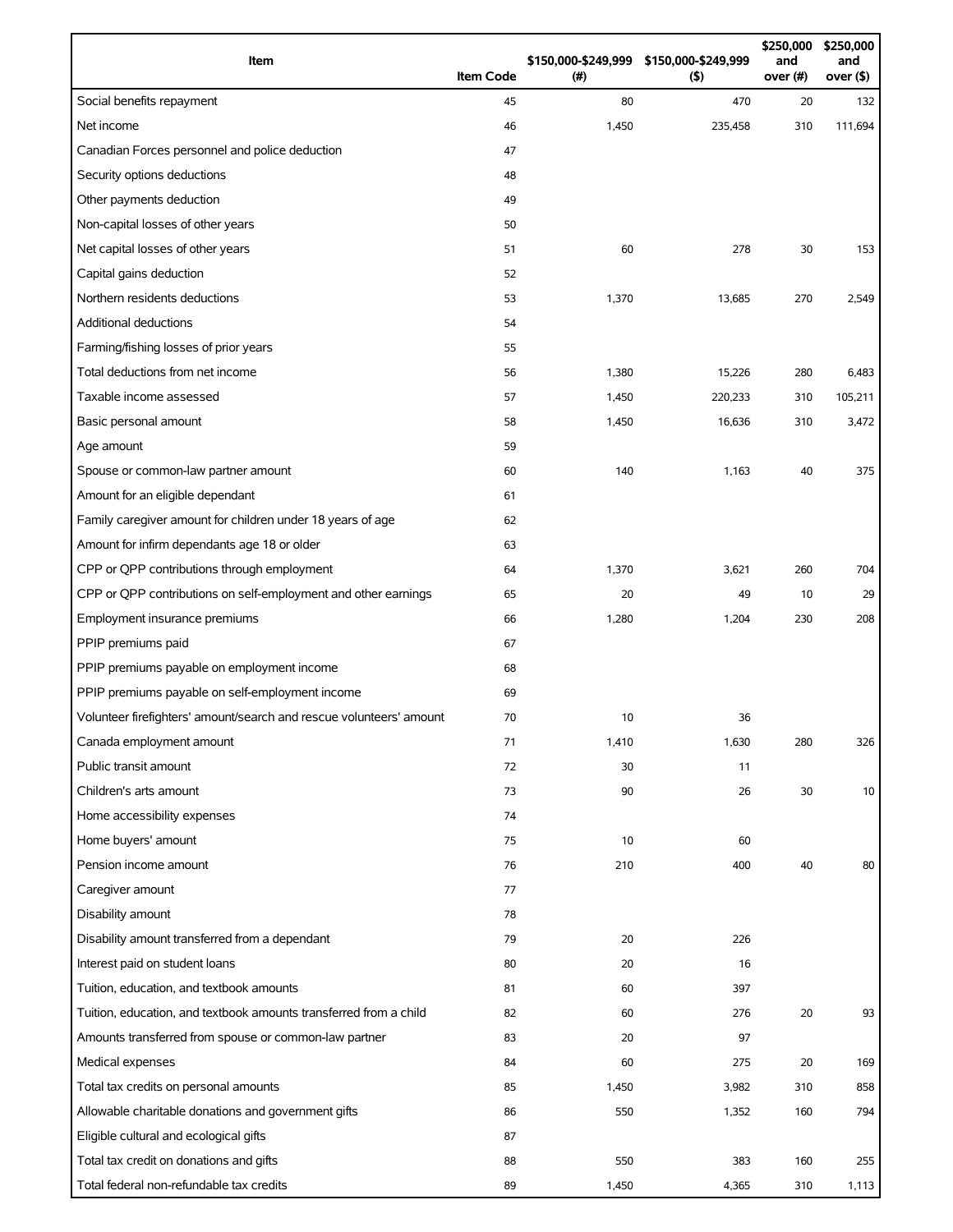| Item | Item Code | $150,000-$249,999 (#) | $150,000-$249,999 ($) | $250,000 and over (#) | $250,000 and over ($) |
|---|---|---|---|---|---|
| Social benefits repayment | 45 | 80 | 470 | 20 | 132 |
| Net income | 46 | 1,450 | 235,458 | 310 | 111,694 |
| Canadian Forces personnel and police deduction | 47 | | | | |
| Security options deductions | 48 | | | | |
| Other payments deduction | 49 | | | | |
| Non-capital losses of other years | 50 | | | | |
| Net capital losses of other years | 51 | 60 | 278 | 30 | 153 |
| Capital gains deduction | 52 | | | | |
| Northern residents deductions | 53 | 1,370 | 13,685 | 270 | 2,549 |
| Additional deductions | 54 | | | | |
| Farming/fishing losses of prior years | 55 | | | | |
| Total deductions from net income | 56 | 1,380 | 15,226 | 280 | 6,483 |
| Taxable income assessed | 57 | 1,450 | 220,233 | 310 | 105,211 |
| Basic personal amount | 58 | 1,450 | 16,636 | 310 | 3,472 |
| Age amount | 59 | | | | |
| Spouse or common-law partner amount | 60 | 140 | 1,163 | 40 | 375 |
| Amount for an eligible dependant | 61 | | | | |
| Family caregiver amount for children under 18 years of age | 62 | | | | |
| Amount for infirm dependants age 18 or older | 63 | | | | |
| CPP or QPP contributions through employment | 64 | 1,370 | 3,621 | 260 | 704 |
| CPP or QPP contributions on self-employment and other earnings | 65 | 20 | 49 | 10 | 29 |
| Employment insurance premiums | 66 | 1,280 | 1,204 | 230 | 208 |
| PPIP premiums paid | 67 | | | | |
| PPIP premiums payable on employment income | 68 | | | | |
| PPIP premiums payable on self-employment income | 69 | | | | |
| Volunteer firefighters' amount/search and rescue volunteers' amount | 70 | 10 | 36 | | |
| Canada employment amount | 71 | 1,410 | 1,630 | 280 | 326 |
| Public transit amount | 72 | 30 | 11 | | |
| Children's arts amount | 73 | 90 | 26 | 30 | 10 |
| Home accessibility expenses | 74 | | | | |
| Home buyers' amount | 75 | 10 | 60 | | |
| Pension income amount | 76 | 210 | 400 | 40 | 80 |
| Caregiver amount | 77 | | | | |
| Disability amount | 78 | | | | |
| Disability amount transferred from a dependant | 79 | 20 | 226 | | |
| Interest paid on student loans | 80 | 20 | 16 | | |
| Tuition, education, and textbook amounts | 81 | 60 | 397 | | |
| Tuition, education, and textbook amounts transferred from a child | 82 | 60 | 276 | 20 | 93 |
| Amounts transferred from spouse or common-law partner | 83 | 20 | 97 | | |
| Medical expenses | 84 | 60 | 275 | 20 | 169 |
| Total tax credits on personal amounts | 85 | 1,450 | 3,982 | 310 | 858 |
| Allowable charitable donations and government gifts | 86 | 550 | 1,352 | 160 | 794 |
| Eligible cultural and ecological gifts | 87 | | | | |
| Total tax credit on donations and gifts | 88 | 550 | 383 | 160 | 255 |
| Total federal non-refundable tax credits | 89 | 1,450 | 4,365 | 310 | 1,113 |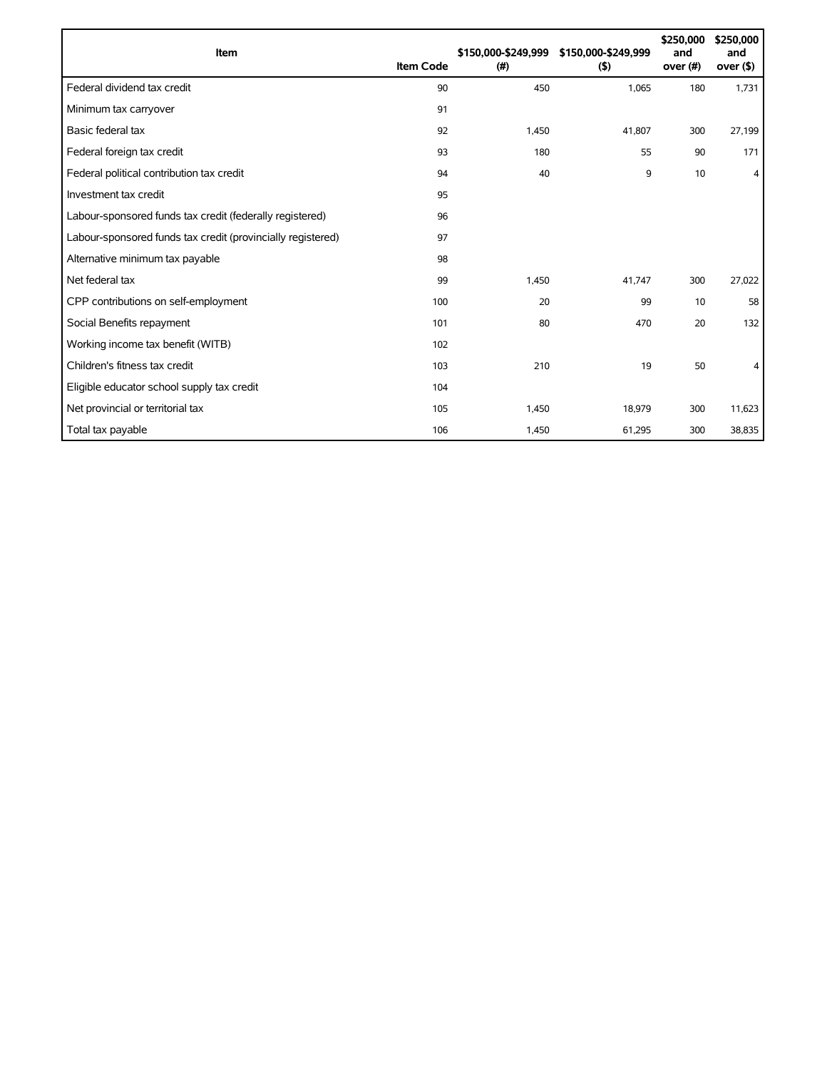| Item | Item Code | $150,000-$249,999 (#) | $150,000-$249,999 ($) | $250,000 and over (#) | $250,000 and over ($) |
|---|---|---|---|---|---|
| Federal dividend tax credit | 90 | 450 | 1,065 | 180 | 1,731 |
| Minimum tax carryover | 91 | | | | |
| Basic federal tax | 92 | 1,450 | 41,807 | 300 | 27,199 |
| Federal foreign tax credit | 93 | 180 | 55 | 90 | 171 |
| Federal political contribution tax credit | 94 | 40 | 9 | 10 | 4 |
| Investment tax credit | 95 | | | | |
| Labour-sponsored funds tax credit (federally registered) | 96 | | | | |
| Labour-sponsored funds tax credit (provincially registered) | 97 | | | | |
| Alternative minimum tax payable | 98 | | | | |
| Net federal tax | 99 | 1,450 | 41,747 | 300 | 27,022 |
| CPP contributions on self-employment | 100 | 20 | 99 | 10 | 58 |
| Social Benefits repayment | 101 | 80 | 470 | 20 | 132 |
| Working income tax benefit (WITB) | 102 | | | | |
| Children's fitness tax credit | 103 | 210 | 19 | 50 | 4 |
| Eligible educator school supply tax credit | 104 | | | | |
| Net provincial or territorial tax | 105 | 1,450 | 18,979 | 300 | 11,623 |
| Total tax payable | 106 | 1,450 | 61,295 | 300 | 38,835 |